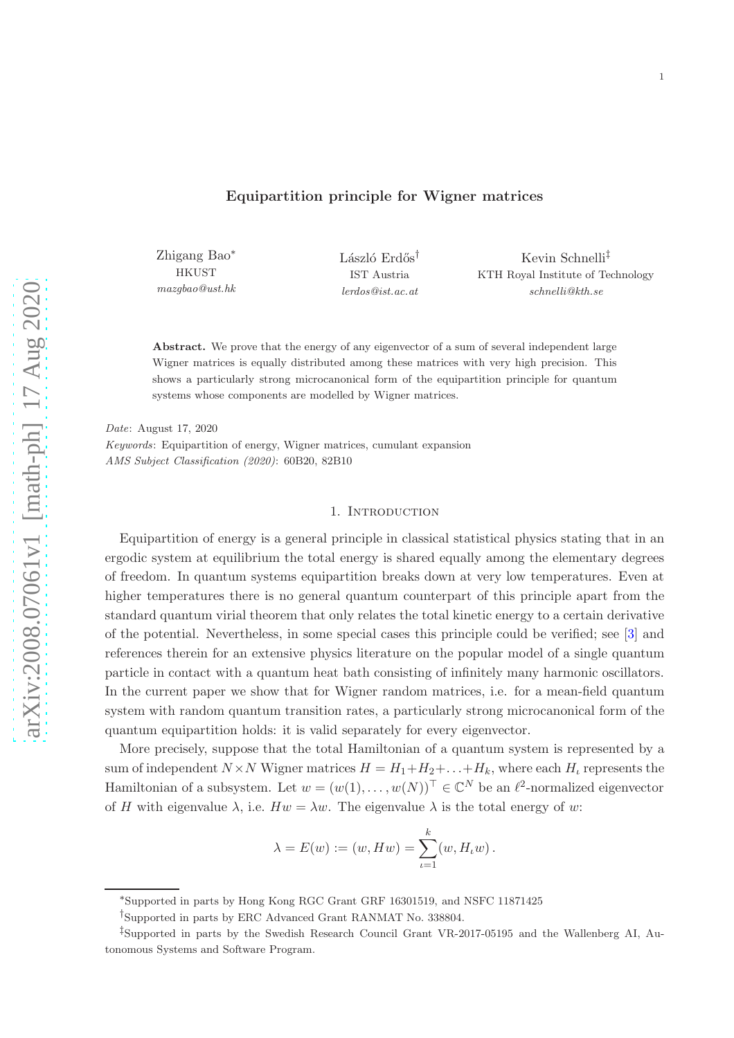# Equipartition principle for Wigner matrices

Zhigang Bao[*]
HKUST
*mazgbao@ust.hk*

László Erdős[†]
IST Austria
*lerdos@ist.ac.at*

Kevin Schnelli[‡]
KTH Royal Institute of Technology
*schnelli@kth.se*

**Abstract.** We prove that the energy of any eigenvector of a sum of several independent large Wigner matrices is equally distributed among these matrices with very high precision. This shows a particularly strong microcanonical form of the equipartition principle for quantum systems whose components are modelled by Wigner matrices.

*Date*: August 17, 2020
*Keywords*: Equipartition of energy, Wigner matrices, cumulant expansion
*AMS Subject Classification (2020)*: 60B20, 82B10

## 1. Introduction

Equipartition of energy is a general principle in classical statistical physics stating that in an ergodic system at equilibrium the total energy is shared equally among the elementary degrees of freedom. In quantum systems equipartition breaks down at very low temperatures. Even at higher temperatures there is no general quantum counterpart of this principle apart from the standard quantum virial theorem that only relates the total kinetic energy to a certain derivative of the potential. Nevertheless, in some special cases this principle could be verified; see [3] and references therein for an extensive physics literature on the popular model of a single quantum particle in contact with a quantum heat bath consisting of infinitely many harmonic oscillators. In the current paper we show that for Wigner random matrices, i.e. for a mean-field quantum system with random quantum transition rates, a particularly strong microcanonical form of the quantum equipartition holds: it is valid separately for every eigenvector.

More precisely, suppose that the total Hamiltonian of a quantum system is represented by a sum of independent $N \times N$ Wigner matrices $H = H_1 + H_2 + \ldots + H_k$, where each $H_\iota$ represents the Hamiltonian of a subsystem. Let $w = (w(1), \ldots, w(N))^\top \in \mathbb{C}^N$ be an $\ell^2$-normalized eigenvector of $H$ with eigenvalue $\lambda$, i.e. $Hw = \lambda w$. The eigenvalue $\lambda$ is the total energy of $w$:

$$\lambda = E(w) := (w, Hw) = \sum_{\iota=1}^{k} (w, H_\iota w)\,.$$

---

[*] Supported in parts by Hong Kong RGC Grant GRF 16301519, and NSFC 11871425

[†] Supported in parts by ERC Advanced Grant RANMAT No. 338804.

[‡] Supported in parts by the Swedish Research Council Grant VR-2017-05195 and the Wallenberg AI, Autonomous Systems and Software Program.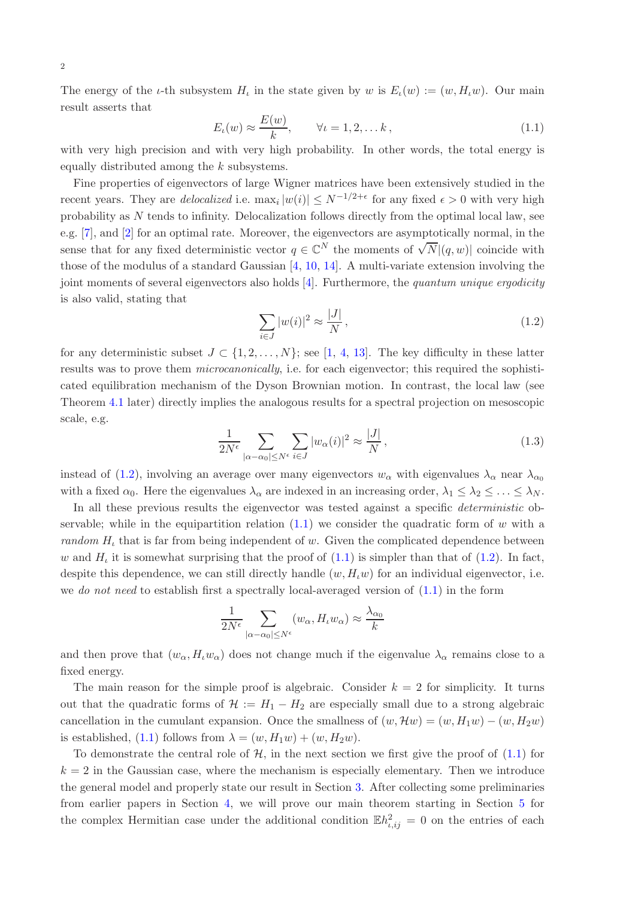The energy of the $\iota$-th subsystem $H_\iota$ in the state given by $w$ is $E_\iota(w) := (w, H_\iota w)$. Our main result asserts that

$$E_\iota(w) \approx \frac{E(w)}{k}, \qquad \forall \iota = 1, 2, \dots k, \tag{1.1}$$

with very high precision and with very high probability. In other words, the total energy is equally distributed among the $k$ subsystems.

Fine properties of eigenvectors of large Wigner matrices have been extensively studied in the recent years. They are *delocalized* i.e. $\max_i |w(i)| \le N^{-1/2+\epsilon}$ for any fixed $\epsilon > 0$ with very high probability as $N$ tends to infinity. Delocalization follows directly from the optimal local law, see e.g. [7], and [2] for an optimal rate. Moreover, the eigenvectors are asymptotically normal, in the sense that for any fixed deterministic vector $q \in \mathbb{C}^N$ the moments of $\sqrt{N}|(q, w)|$ coincide with those of the modulus of a standard Gaussian [4, 10, 14]. A multi-variate extension involving the joint moments of several eigenvectors also holds [4]. Furthermore, the *quantum unique ergodicity* is also valid, stating that

$$\sum_{i \in J} |w(i)|^2 \approx \frac{|J|}{N}, \tag{1.2}$$

for any deterministic subset $J \subset \{1, 2, \dots, N\}$; see [1, 4, 13]. The key difficulty in these latter results was to prove them *microcanonically*, i.e. for each eigenvector; this required the sophisticated equilibration mechanism of the Dyson Brownian motion. In contrast, the local law (see Theorem 4.1 later) directly implies the analogous results for a spectral projection on mesoscopic scale, e.g.

$$\frac{1}{2N^\epsilon} \sum_{|\alpha - \alpha_0| \le N^\epsilon} \sum_{i \in J} |w_\alpha(i)|^2 \approx \frac{|J|}{N}, \tag{1.3}$$

instead of (1.2), involving an average over many eigenvectors $w_\alpha$ with eigenvalues $\lambda_\alpha$ near $\lambda_{\alpha_0}$ with a fixed $\alpha_0$. Here the eigenvalues $\lambda_\alpha$ are indexed in an increasing order, $\lambda_1 \le \lambda_2 \le \dots \le \lambda_N$.

In all these previous results the eigenvector was tested against a specific *deterministic* observable; while in the equipartition relation (1.1) we consider the quadratic form of $w$ with a *random* $H_\iota$ that is far from being independent of $w$. Given the complicated dependence between $w$ and $H_\iota$ it is somewhat surprising that the proof of (1.1) is simpler than that of (1.2). In fact, despite this dependence, we can still directly handle $(w, H_\iota w)$ for an individual eigenvector, i.e. we *do not need* to establish first a spectrally local-averaged version of (1.1) in the form

$$\frac{1}{2N^\epsilon} \sum_{|\alpha - \alpha_0| \le N^\epsilon} (w_\alpha, H_\iota w_\alpha) \approx \frac{\lambda_{\alpha_0}}{k}$$

and then prove that $(w_\alpha, H_\iota w_\alpha)$ does not change much if the eigenvalue $\lambda_\alpha$ remains close to a fixed energy.

The main reason for the simple proof is algebraic. Consider $k = 2$ for simplicity. It turns out that the quadratic forms of $\mathcal{H} := H_1 - H_2$ are especially small due to a strong algebraic cancellation in the cumulant expansion. Once the smallness of $(w, \mathcal{H}w) = (w, H_1 w) - (w, H_2 w)$ is established, (1.1) follows from $\lambda = (w, H_1 w) + (w, H_2 w)$.

To demonstrate the central role of $\mathcal{H}$, in the next section we first give the proof of (1.1) for $k = 2$ in the Gaussian case, where the mechanism is especially elementary. Then we introduce the general model and properly state our result in Section 3. After collecting some preliminaries from earlier papers in Section 4, we will prove our main theorem starting in Section 5 for the complex Hermitian case under the additional condition $\mathbb{E}h_{\iota,ij}^2 = 0$ on the entries of each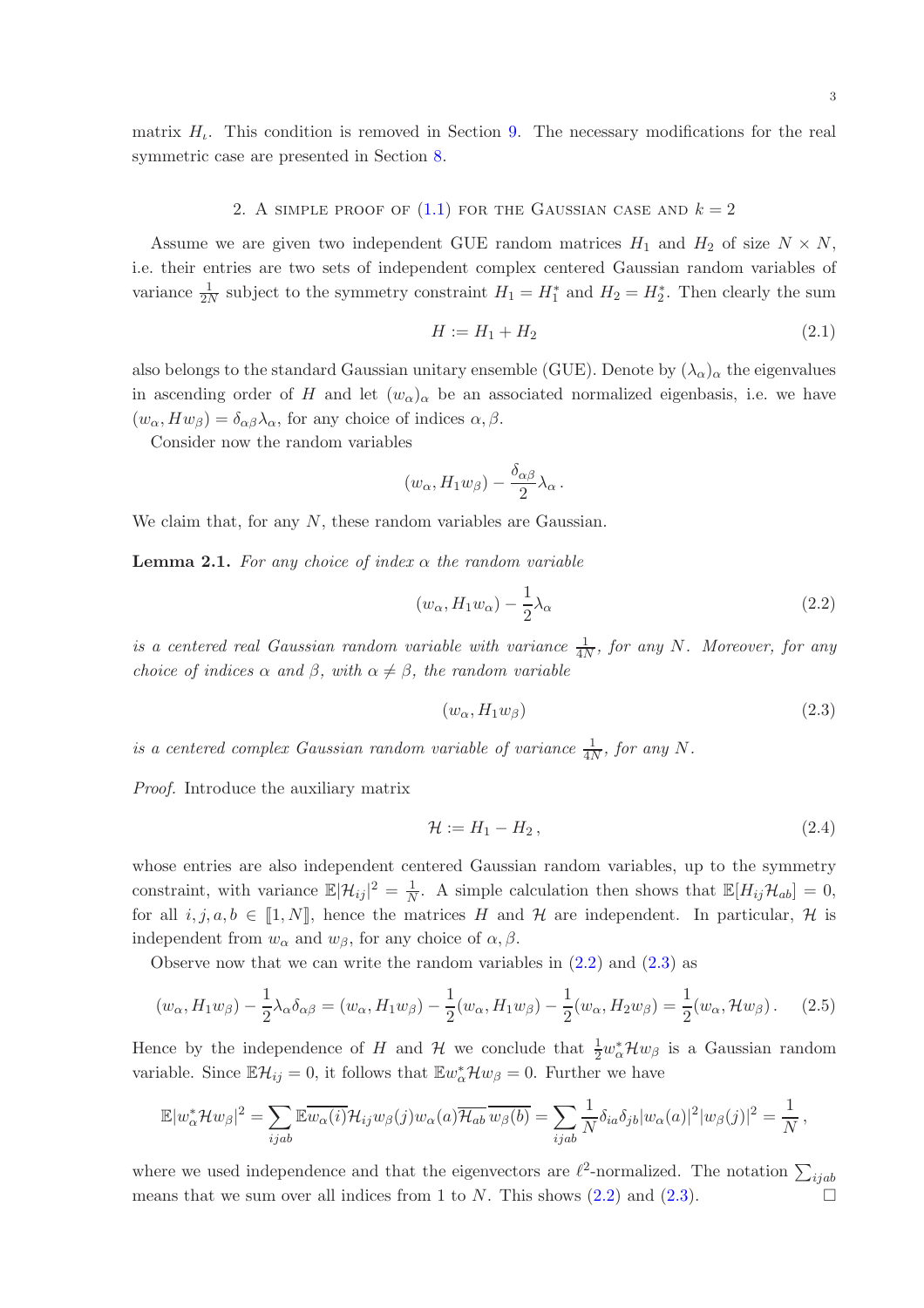matrix $H_\iota$. This condition is removed in Section 9. The necessary modifications for the real symmetric case are presented in Section 8.

## 2. A simple proof of (1.1) for the Gaussian case and $k = 2$

Assume we are given two independent GUE random matrices $H_1$ and $H_2$ of size $N \times N$, i.e. their entries are two sets of independent complex centered Gaussian random variables of variance $\frac{1}{2N}$ subject to the symmetry constraint $H_1 = H_1^*$ and $H_2 = H_2^*$. Then clearly the sum

$$H := H_1 + H_2 \tag{2.1}$$

also belongs to the standard Gaussian unitary ensemble (GUE). Denote by $(\lambda_\alpha)_\alpha$ the eigenvalues in ascending order of $H$ and let $(w_\alpha)_\alpha$ be an associated normalized eigenbasis, i.e. we have $(w_\alpha, H w_\beta) = \delta_{\alpha\beta}\lambda_\alpha$, for any choice of indices $\alpha, \beta$.

Consider now the random variables

$$(w_\alpha, H_1 w_\beta) - \frac{\delta_{\alpha\beta}}{2}\lambda_\alpha\,.$$

We claim that, for any $N$, these random variables are Gaussian.

**Lemma 2.1.** *For any choice of index $\alpha$ the random variable*

$$(w_\alpha, H_1 w_\alpha) - \frac{1}{2}\lambda_\alpha \tag{2.2}$$

*is a centered real Gaussian random variable with variance $\frac{1}{4N}$, for any $N$. Moreover, for any choice of indices $\alpha$ and $\beta$, with $\alpha \neq \beta$, the random variable*

$$(w_\alpha, H_1 w_\beta) \tag{2.3}$$

*is a centered complex Gaussian random variable of variance $\frac{1}{4N}$, for any $N$.*

*Proof.* Introduce the auxiliary matrix

$$\mathcal{H} := H_1 - H_2\,, \tag{2.4}$$

whose entries are also independent centered Gaussian random variables, up to the symmetry constraint, with variance $\mathbb{E}|\mathcal{H}_{ij}|^2 = \frac{1}{N}$. A simple calculation then shows that $\mathbb{E}[H_{ij}\mathcal{H}_{ab}] = 0$, for all $i, j, a, b \in [\![1, N]\!]$, hence the matrices $H$ and $\mathcal{H}$ are independent. In particular, $\mathcal{H}$ is independent from $w_\alpha$ and $w_\beta$, for any choice of $\alpha, \beta$.

Observe now that we can write the random variables in (2.2) and (2.3) as

$$(w_\alpha, H_1 w_\beta) - \frac{1}{2}\lambda_\alpha \delta_{\alpha\beta} = (w_\alpha, H_1 w_\beta) - \frac{1}{2}(w_\alpha, H_1 w_\beta) - \frac{1}{2}(w_\alpha, H_2 w_\beta) = \frac{1}{2}(w_\alpha, \mathcal{H} w_\beta)\,. \tag{2.5}$$

Hence by the independence of $H$ and $\mathcal{H}$ we conclude that $\frac{1}{2}w_\alpha^*\mathcal{H}w_\beta$ is a Gaussian random variable. Since $\mathbb{E}\mathcal{H}_{ij} = 0$, it follows that $\mathbb{E}w_\alpha^*\mathcal{H}w_\beta = 0$. Further we have

$$\mathbb{E}|w_\alpha^*\mathcal{H}w_\beta|^2 = \sum_{ijab} \mathbb{E}\overline{w_\alpha(i)}\mathcal{H}_{ij}w_\beta(j)w_\alpha(a)\overline{\mathcal{H}_{ab}}\,\overline{w_\beta(b)} = \sum_{ijab} \frac{1}{N}\delta_{ia}\delta_{jb}|w_\alpha(a)|^2|w_\beta(j)|^2 = \frac{1}{N}\,,$$

where we used independence and that the eigenvectors are $\ell^2$-normalized. The notation $\sum_{ijab}$ means that we sum over all indices from 1 to $N$. This shows (2.2) and (2.3). $\square$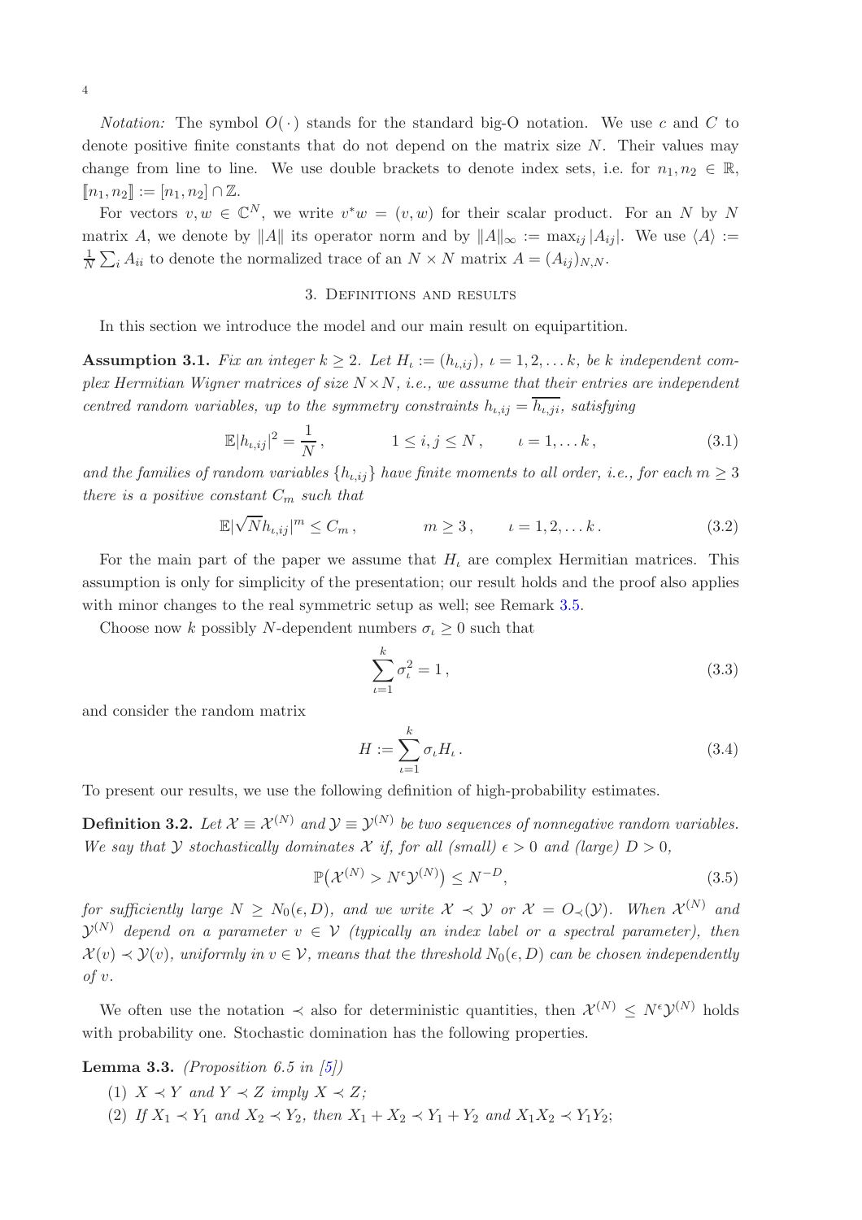*Notation:* The symbol $O(\,\cdot\,)$ stands for the standard big-O notation. We use $c$ and $C$ to denote positive finite constants that do not depend on the matrix size $N$. Their values may change from line to line. We use double brackets to denote index sets, i.e. for $n_1, n_2 \in \mathbb{R}$, $[\![n_1, n_2]\!] := [n_1, n_2] \cap \mathbb{Z}$.

For vectors $v, w \in \mathbb{C}^N$, we write $v^* w = (v, w)$ for their scalar product. For an $N$ by $N$ matrix $A$, we denote by $\|A\|$ its operator norm and by $\|A\|_\infty := \max_{ij} |A_{ij}|$. We use $\langle A \rangle := \frac{1}{N} \sum_i A_{ii}$ to denote the normalized trace of an $N \times N$ matrix $A = (A_{ij})_{N,N}$.

## 3. Definitions and results

In this section we introduce the model and our main result on equipartition.

**Assumption 3.1.** *Fix an integer $k \geq 2$. Let $H_\iota := (h_{\iota,ij})$, $\iota = 1, 2, \ldots k$, be $k$ independent complex Hermitian Wigner matrices of size $N \times N$, i.e., we assume that their entries are independent centred random variables, up to the symmetry constraints $h_{\iota,ij} = \overline{h_{\iota,ji}}$, satisfying*

$$\mathbb{E}|h_{\iota,ij}|^2 = \frac{1}{N}, \qquad 1 \leq i, j \leq N, \qquad \iota = 1, \ldots k, \tag{3.1}$$

*and the families of random variables $\{h_{\iota,ij}\}$ have finite moments to all order, i.e., for each $m \geq 3$ there is a positive constant $C_m$ such that*

$$\mathbb{E}|\sqrt{N} h_{\iota,ij}|^m \leq C_m, \qquad m \geq 3, \qquad \iota = 1, 2, \ldots k. \tag{3.2}$$

For the main part of the paper we assume that $H_\iota$ are complex Hermitian matrices. This assumption is only for simplicity of the presentation; our result holds and the proof also applies with minor changes to the real symmetric setup as well; see Remark 3.5.

Choose now $k$ possibly $N$-dependent numbers $\sigma_\iota \geq 0$ such that

$$\sum_{\iota=1}^{k} \sigma_\iota^2 = 1, \tag{3.3}$$

and consider the random matrix

$$H := \sum_{\iota=1}^{k} \sigma_\iota H_\iota. \tag{3.4}$$

To present our results, we use the following definition of high-probability estimates.

**Definition 3.2.** *Let $\mathcal{X} \equiv \mathcal{X}^{(N)}$ and $\mathcal{Y} \equiv \mathcal{Y}^{(N)}$ be two sequences of nonnegative random variables. We say that $\mathcal{Y}$ stochastically dominates $\mathcal{X}$ if, for all (small) $\epsilon > 0$ and (large) $D > 0$,*

$$\mathbb{P}\big(\mathcal{X}^{(N)} > N^\epsilon \mathcal{Y}^{(N)}\big) \leq N^{-D}, \tag{3.5}$$

*for sufficiently large $N \geq N_0(\epsilon, D)$, and we write $\mathcal{X} \prec \mathcal{Y}$ or $\mathcal{X} = O_\prec(\mathcal{Y})$. When $\mathcal{X}^{(N)}$ and $\mathcal{Y}^{(N)}$ depend on a parameter $v \in \mathcal{V}$ (typically an index label or a spectral parameter), then $\mathcal{X}(v) \prec \mathcal{Y}(v)$, uniformly in $v \in \mathcal{V}$, means that the threshold $N_0(\epsilon, D)$ can be chosen independently of $v$.*

We often use the notation $\prec$ also for deterministic quantities, then $\mathcal{X}^{(N)} \leq N^\epsilon \mathcal{Y}^{(N)}$ holds with probability one. Stochastic domination has the following properties.

**Lemma 3.3.** *(Proposition 6.5 in [5])*

1. *$X \prec Y$ and $Y \prec Z$ imply $X \prec Z$;*
2. *If $X_1 \prec Y_1$ and $X_2 \prec Y_2$, then $X_1 + X_2 \prec Y_1 + Y_2$ and $X_1 X_2 \prec Y_1 Y_2$;*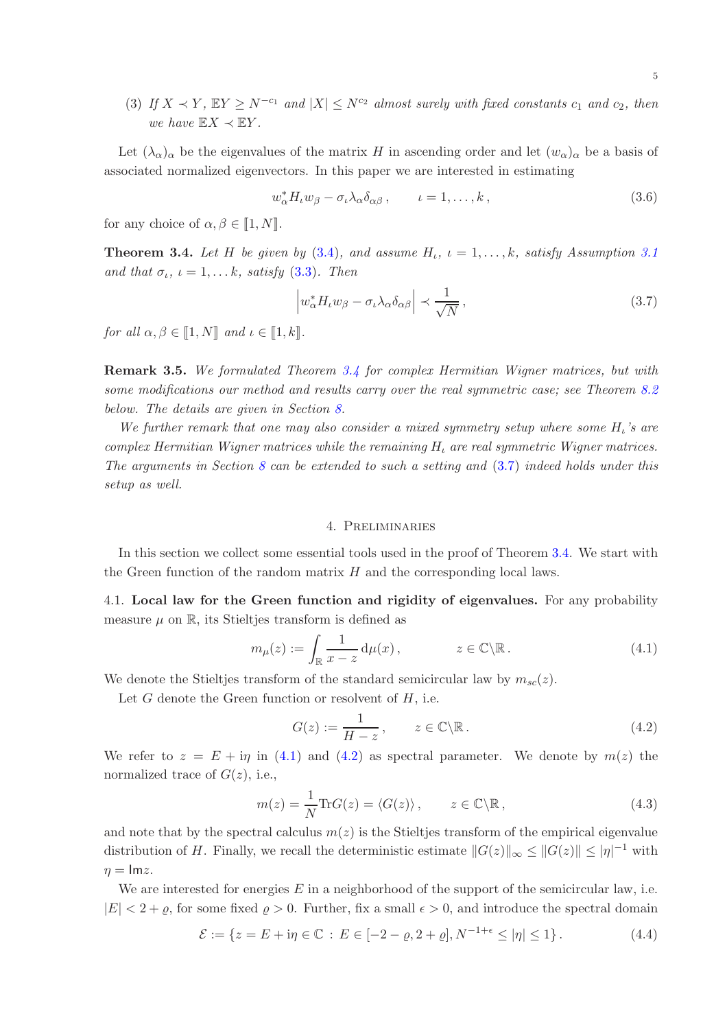(3) *If $X \prec Y$, $\mathbb{E}Y \geq N^{-c_1}$ and $|X| \leq N^{c_2}$ almost surely with fixed constants $c_1$ and $c_2$, then we have $\mathbb{E}X \prec \mathbb{E}Y$.*

Let $(\lambda_\alpha)_\alpha$ be the eigenvalues of the matrix $H$ in ascending order and let $(w_\alpha)_\alpha$ be a basis of associated normalized eigenvectors. In this paper we are interested in estimating

$$w_\alpha^* H_\iota w_\beta - \sigma_\iota \lambda_\alpha \delta_{\alpha\beta}\,, \qquad \iota = 1, \dots, k\,, \tag{3.6}$$

for any choice of $\alpha, \beta \in [\![1, N]\!]$.

**Theorem 3.4.** *Let $H$ be given by (3.4), and assume $H_\iota$, $\iota = 1, \dots, k$, satisfy Assumption 3.1 and that $\sigma_\iota$, $\iota = 1, \dots k$, satisfy (3.3). Then*

$$\Big| w_\alpha^* H_\iota w_\beta - \sigma_\iota \lambda_\alpha \delta_{\alpha\beta} \Big| \prec \frac{1}{\sqrt{N}}\,, \tag{3.7}$$

*for all $\alpha, \beta \in [\![1, N]\!]$ and $\iota \in [\![1, k]\!]$.*

**Remark 3.5.** *We formulated Theorem 3.4 for complex Hermitian Wigner matrices, but with some modifications our method and results carry over the real symmetric case; see Theorem 8.2 below. The details are given in Section 8.*

*We further remark that one may also consider a mixed symmetry setup where some $H_\iota$'s are complex Hermitian Wigner matrices while the remaining $H_\iota$ are real symmetric Wigner matrices. The arguments in Section 8 can be extended to such a setting and (3.7) indeed holds under this setup as well.*

## 4. Preliminaries

In this section we collect some essential tools used in the proof of Theorem 3.4. We start with the Green function of the random matrix $H$ and the corresponding local laws.

### 4.1. Local law for the Green function and rigidity of eigenvalues.

For any probability measure $\mu$ on $\mathbb{R}$, its Stieltjes transform is defined as

$$m_\mu(z) := \int_{\mathbb{R}} \frac{1}{x - z}\,\mathrm{d}\mu(x)\,, \qquad z \in \mathbb{C}\backslash\mathbb{R}\,. \tag{4.1}$$

We denote the Stieltjes transform of the standard semicircular law by $m_{sc}(z)$.

Let $G$ denote the Green function or resolvent of $H$, i.e.

$$G(z) := \frac{1}{H - z}\,, \qquad z \in \mathbb{C}\backslash\mathbb{R}\,. \tag{4.2}$$

We refer to $z = E + \mathrm{i}\eta$ in (4.1) and (4.2) as spectral parameter. We denote by $m(z)$ the normalized trace of $G(z)$, i.e.,

$$m(z) = \frac{1}{N}\mathrm{Tr}G(z) = \langle G(z)\rangle\,, \qquad z \in \mathbb{C}\backslash\mathbb{R}\,, \tag{4.3}$$

and note that by the spectral calculus $m(z)$ is the Stieltjes transform of the empirical eigenvalue distribution of $H$. Finally, we recall the deterministic estimate $\|G(z)\|_\infty \leq \|G(z)\| \leq |\eta|^{-1}$ with $\eta = \mathrm{Im} z$.

We are interested for energies $E$ in a neighborhood of the support of the semicircular law, i.e. $|E| < 2 + \varrho$, for some fixed $\varrho > 0$. Further, fix a small $\epsilon > 0$, and introduce the spectral domain

$$\mathcal{E} := \{ z = E + \mathrm{i}\eta \in \mathbb{C} \, : \, E \in [-2-\varrho, 2+\varrho], N^{-1+\epsilon} \leq |\eta| \leq 1 \}\,. \tag{4.4}$$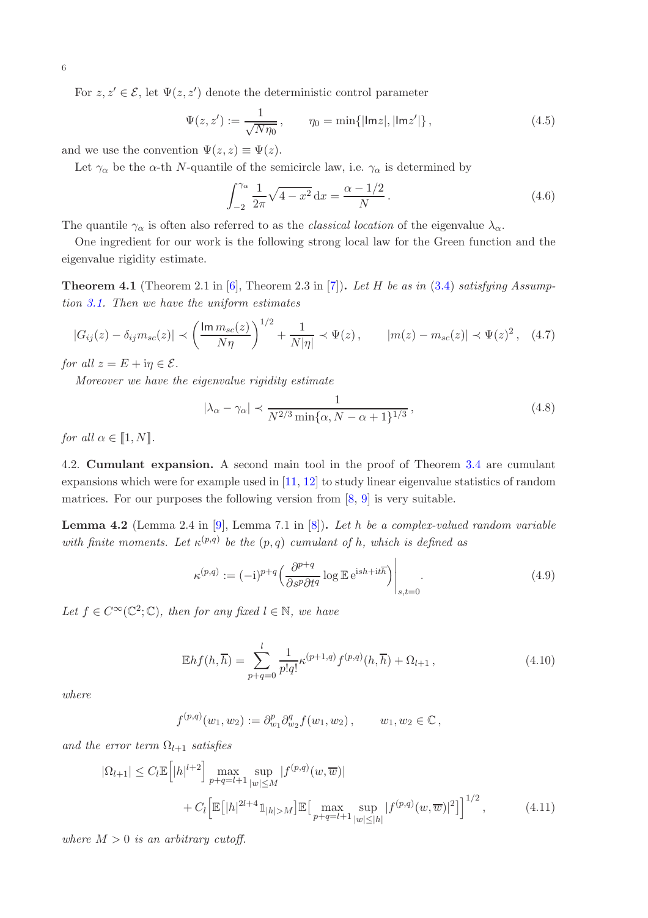For $z, z' \in \mathcal{E}$, let $\Psi(z, z')$ denote the deterministic control parameter

$$\Psi(z, z') := \frac{1}{\sqrt{N\eta_0}}, \qquad \eta_0 = \min\{|\mathrm{Im} z|, |\mathrm{Im} z'|\}, \tag{4.5}$$

and we use the convention $\Psi(z, z) \equiv \Psi(z)$.

Let $\gamma_\alpha$ be the $\alpha$-th $N$-quantile of the semicircle law, i.e. $\gamma_\alpha$ is determined by

$$\int_{-2}^{\gamma_\alpha} \frac{1}{2\pi}\sqrt{4 - x^2}\, \mathrm{d}x = \frac{\alpha - 1/2}{N}. \tag{4.6}$$

The quantile $\gamma_\alpha$ is often also referred to as the *classical location* of the eigenvalue $\lambda_\alpha$.

One ingredient for our work is the following strong local law for the Green function and the eigenvalue rigidity estimate.

**Theorem 4.1** (Theorem 2.1 in [6], Theorem 2.3 in [7]). *Let $H$ be as in (3.4) satisfying Assumption 3.1. Then we have the uniform estimates*

$$|G_{ij}(z) - \delta_{ij} m_{sc}(z)| \prec \left(\frac{\mathrm{Im}\, m_{sc}(z)}{N\eta}\right)^{1/2} + \frac{1}{N|\eta|} \prec \Psi(z), \qquad |m(z) - m_{sc}(z)| \prec \Psi(z)^2, \tag{4.7}$$

*for all $z = E + \mathrm{i}\eta \in \mathcal{E}$.*

*Moreover we have the eigenvalue rigidity estimate*

$$|\lambda_\alpha - \gamma_\alpha| \prec \frac{1}{N^{2/3}\min\{\alpha, N - \alpha + 1\}^{1/3}}, \tag{4.8}$$

*for all $\alpha \in [\![1, N]\!]$.*

4.2. **Cumulant expansion.** A second main tool in the proof of Theorem 3.4 are cumulant expansions which were for example used in [11, 12] to study linear eigenvalue statistics of random matrices. For our purposes the following version from [8, 9] is very suitable.

**Lemma 4.2** (Lemma 2.4 in [9], Lemma 7.1 in [8]). *Let $h$ be a complex-valued random variable with finite moments. Let $\kappa^{(p,q)}$ be the $(p,q)$ cumulant of $h$, which is defined as*

$$\kappa^{(p,q)} := (-\mathrm{i})^{p+q}\left(\frac{\partial^{p+q}}{\partial s^p \partial t^q} \log \mathbb{E}\, \mathrm{e}^{\mathrm{i}sh + \mathrm{i}t\overline{h}}\right)\Bigg|_{s,t=0}. \tag{4.9}$$

*Let $f \in C^\infty(\mathbb{C}^2; \mathbb{C})$, then for any fixed $l \in \mathbb{N}$, we have*

$$\mathbb{E} h f(h, \overline{h}) = \sum_{p+q=0}^{l} \frac{1}{p!q!}\kappa^{(p+1,q)} f^{(p,q)}(h, \overline{h}) + \Omega_{l+1}, \tag{4.10}$$

*where*

$$f^{(p,q)}(w_1, w_2) := \partial_{w_1}^p \partial_{w_2}^q f(w_1, w_2), \qquad w_1, w_2 \in \mathbb{C},$$

*and the error term $\Omega_{l+1}$ satisfies*

$$\begin{aligned} |\Omega_{l+1}| \leq{}& C_l \mathbb{E}\Big[|h|^{l+2}\Big] \max_{p+q=l+1} \sup_{|w|\leq M} |f^{(p,q)}(w, \overline{w})| \\ &+ C_l \Big[\mathbb{E}\big[|h|^{2l+4} \mathbb{1}_{|h|>M}\big] \mathbb{E}\big[\max_{p+q=l+1} \sup_{|w|\leq|h|} |f^{(p,q)}(w, \overline{w})|^2\big]\Big]^{1/2}, \end{aligned} \tag{4.11}$$

*where $M > 0$ is an arbitrary cutoff.*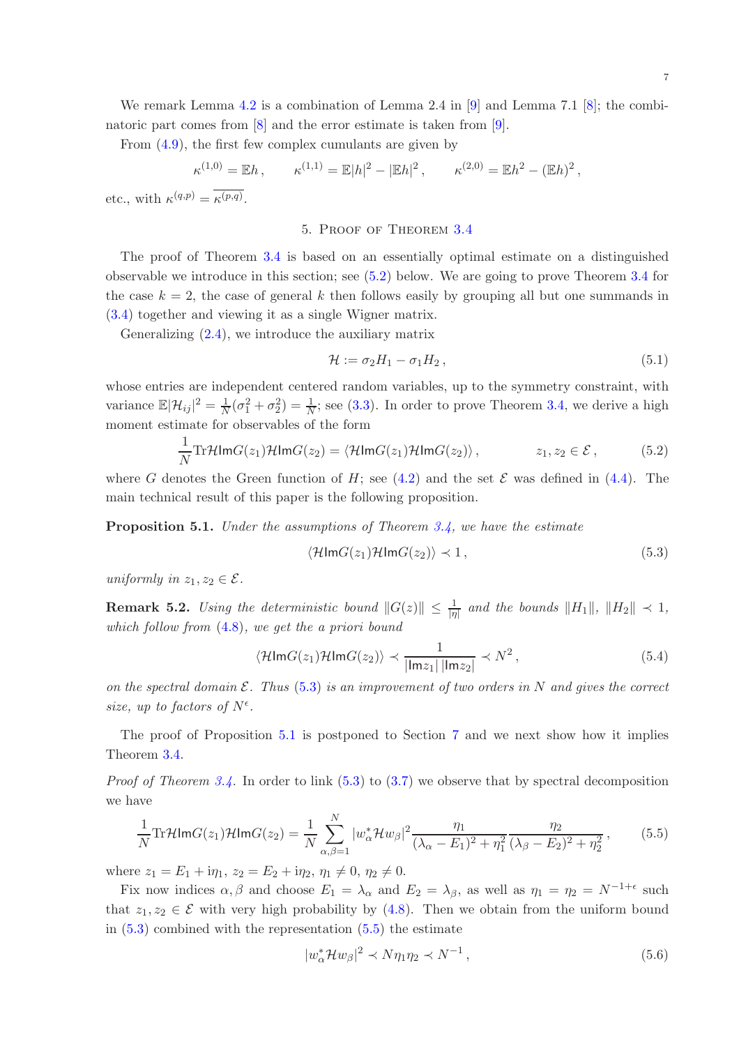We remark Lemma 4.2 is a combination of Lemma 2.4 in [9] and Lemma 7.1 [8]; the combinatoric part comes from [8] and the error estimate is taken from [9].

From (4.9), the first few complex cumulants are given by

$$\kappa^{(1,0)} = \mathbb{E}h\,, \qquad \kappa^{(1,1)} = \mathbb{E}|h|^2 - |\mathbb{E}h|^2\,, \qquad \kappa^{(2,0)} = \mathbb{E}h^2 - (\mathbb{E}h)^2\,,$$

etc., with $\kappa^{(q,p)} = \overline{\kappa^{(p,q)}}$.

## 5. Proof of Theorem 3.4

The proof of Theorem 3.4 is based on an essentially optimal estimate on a distinguished observable we introduce in this section; see (5.2) below. We are going to prove Theorem 3.4 for the case $k = 2$, the case of general $k$ then follows easily by grouping all but one summands in (3.4) together and viewing it as a single Wigner matrix.

Generalizing (2.4), we introduce the auxiliary matrix

$$\mathcal{H} := \sigma_2 H_1 - \sigma_1 H_2\,, \tag{5.1}$$

whose entries are independent centered random variables, up to the symmetry constraint, with variance $\mathbb{E}|\mathcal{H}_{ij}|^2 = \frac{1}{N}(\sigma_1^2 + \sigma_2^2) = \frac{1}{N}$; see (3.3). In order to prove Theorem 3.4, we derive a high moment estimate for observables of the form

$$\frac{1}{N}\mathrm{Tr}\mathcal{H}\mathsf{Im}G(z_1)\mathcal{H}\mathsf{Im}G(z_2) = \langle \mathcal{H}\mathsf{Im}G(z_1)\mathcal{H}\mathsf{Im}G(z_2)\rangle\,, \qquad z_1, z_2 \in \mathcal{E}\,, \tag{5.2}$$

where $G$ denotes the Green function of $H$; see (4.2) and the set $\mathcal{E}$ was defined in (4.4). The main technical result of this paper is the following proposition.

**Proposition 5.1.** *Under the assumptions of Theorem 3.4, we have the estimate*

$$\langle \mathcal{H}\mathsf{Im}G(z_1)\mathcal{H}\mathsf{Im}G(z_2)\rangle \prec 1\,, \tag{5.3}$$

*uniformly in $z_1, z_2 \in \mathcal{E}$.*

**Remark 5.2.** *Using the deterministic bound $\|G(z)\| \leq \frac{1}{|\eta|}$ and the bounds $\|H_1\|$, $\|H_2\| \prec 1$, which follow from (4.8), we get the a priori bound*

$$\langle \mathcal{H}\mathsf{Im}G(z_1)\mathcal{H}\mathsf{Im}G(z_2)\rangle \prec \frac{1}{|\mathsf{Im}z_1|\,|\mathsf{Im}z_2|} \prec N^2\,, \tag{5.4}$$

*on the spectral domain $\mathcal{E}$. Thus (5.3) is an improvement of two orders in $N$ and gives the correct size, up to factors of $N^\epsilon$.*

The proof of Proposition 5.1 is postponed to Section 7 and we next show how it implies Theorem 3.4.

*Proof of Theorem 3.4.* In order to link (5.3) to (3.7) we observe that by spectral decomposition we have

$$\frac{1}{N}\mathrm{Tr}\mathcal{H}\mathsf{Im}G(z_1)\mathcal{H}\mathsf{Im}G(z_2) = \frac{1}{N}\sum_{\alpha,\beta=1}^{N} |w_\alpha^* \mathcal{H} w_\beta|^2 \frac{\eta_1}{(\lambda_\alpha - E_1)^2 + \eta_1^2}\frac{\eta_2}{(\lambda_\beta - E_2)^2 + \eta_2^2}\,, \tag{5.5}$$

where $z_1 = E_1 + \mathrm{i}\eta_1$, $z_2 = E_2 + \mathrm{i}\eta_2$, $\eta_1 \neq 0$, $\eta_2 \neq 0$.

Fix now indices $\alpha, \beta$ and choose $E_1 = \lambda_\alpha$ and $E_2 = \lambda_\beta$, as well as $\eta_1 = \eta_2 = N^{-1+\epsilon}$ such that $z_1, z_2 \in \mathcal{E}$ with very high probability by (4.8). Then we obtain from the uniform bound in (5.3) combined with the representation (5.5) the estimate

$$|w_\alpha^* \mathcal{H} w_\beta|^2 \prec N\eta_1\eta_2 \prec N^{-1}\,, \tag{5.6}$$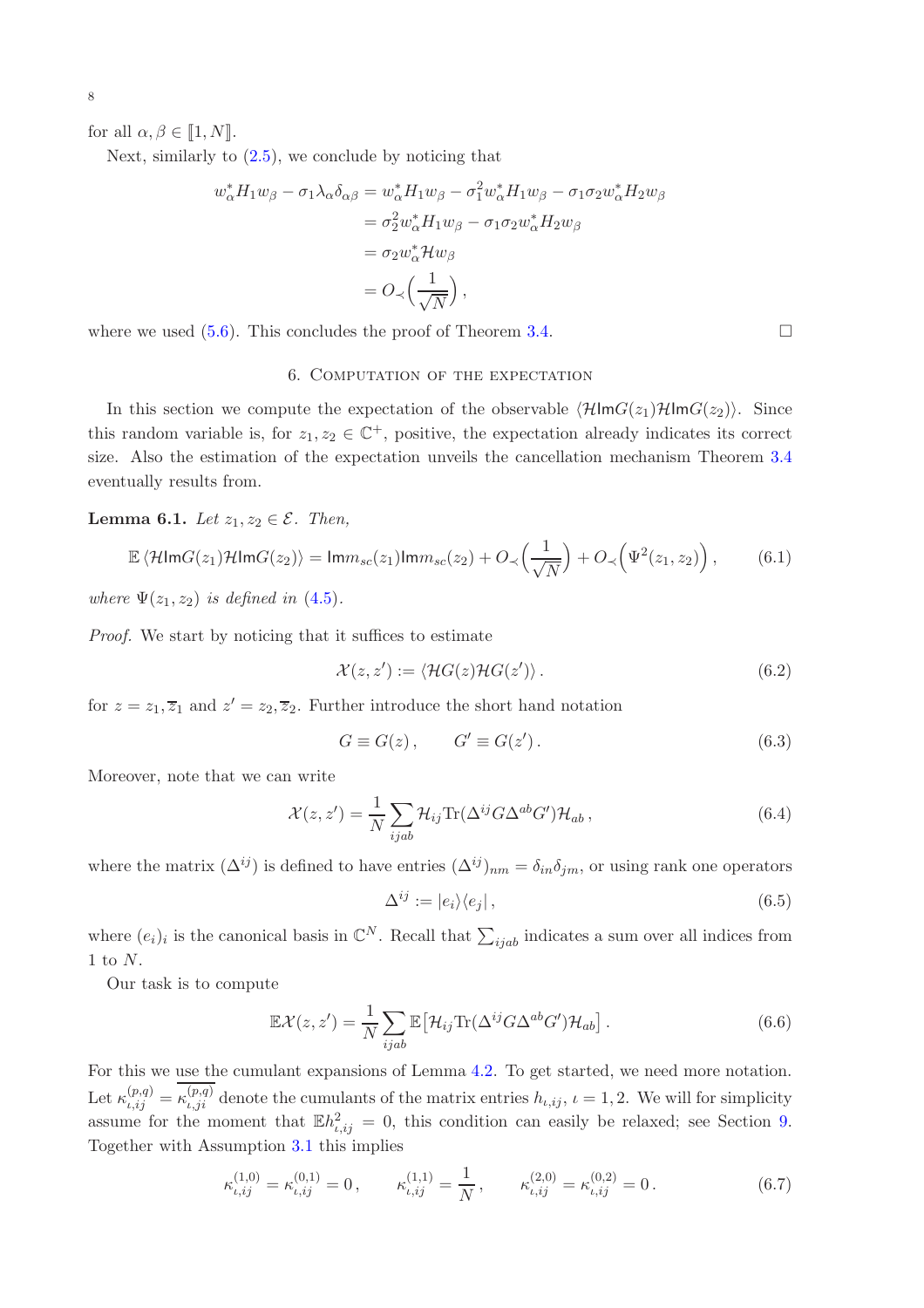for all $\alpha, \beta \in [\![1, N]\!]$.

Next, similarly to (2.5), we conclude by noticing that

$$
\begin{aligned}
w_\alpha^* H_1 w_\beta - \sigma_1 \lambda_\alpha \delta_{\alpha\beta} &= w_\alpha^* H_1 w_\beta - \sigma_1^2 w_\alpha^* H_1 w_\beta - \sigma_1 \sigma_2 w_\alpha^* H_2 w_\beta \\
&= \sigma_2^2 w_\alpha^* H_1 w_\beta - \sigma_1 \sigma_2 w_\alpha^* H_2 w_\beta \\
&= \sigma_2 w_\alpha^* \mathcal{H} w_\beta \\
&= O_\prec\Big(\frac{1}{\sqrt{N}}\Big),
\end{aligned}
$$

where we used (5.6). This concludes the proof of Theorem 3.4. $\square$

## 6. Computation of the expectation

In this section we compute the expectation of the observable $\langle \mathcal{H} \mathsf{Im} G(z_1) \mathcal{H} \mathsf{Im} G(z_2) \rangle$. Since this random variable is, for $z_1, z_2 \in \mathbb{C}^+$, positive, the expectation already indicates its correct size. Also the estimation of the expectation unveils the cancellation mechanism Theorem 3.4 eventually results from.

**Lemma 6.1.** *Let $z_1, z_2 \in \mathcal{E}$. Then,*

$$
\mathbb{E} \langle \mathcal{H} \mathsf{Im} G(z_1) \mathcal{H} \mathsf{Im} G(z_2) \rangle = \mathsf{Im} m_{sc}(z_1) \mathsf{Im} m_{sc}(z_2) + O_\prec\Big(\frac{1}{\sqrt{N}}\Big) + O_\prec\Big(\Psi^2(z_1, z_2)\Big), \tag{6.1}
$$

*where $\Psi(z_1, z_2)$ is defined in (4.5).*

*Proof.* We start by noticing that it suffices to estimate

$$
\mathcal{X}(z, z') := \langle \mathcal{H} G(z) \mathcal{H} G(z') \rangle. \tag{6.2}
$$

for $z = z_1, \overline{z}_1$ and $z' = z_2, \overline{z}_2$. Further introduce the short hand notation

$$
G \equiv G(z), \qquad G' \equiv G(z'). \tag{6.3}
$$

Moreover, note that we can write

$$
\mathcal{X}(z, z') = \frac{1}{N} \sum_{ijab} \mathcal{H}_{ij} \mathrm{Tr}(\Delta^{ij} G \Delta^{ab} G') \mathcal{H}_{ab}, \tag{6.4}
$$

where the matrix $(\Delta^{ij})$ is defined to have entries $(\Delta^{ij})_{nm} = \delta_{in}\delta_{jm}$, or using rank one operators

$$
\Delta^{ij} := |e_i\rangle\langle e_j|, \tag{6.5}
$$

where $(e_i)_i$ is the canonical basis in $\mathbb{C}^N$. Recall that $\sum_{ijab}$ indicates a sum over all indices from 1 to $N$.

Our task is to compute

$$
\mathbb{E}\mathcal{X}(z, z') = \frac{1}{N} \sum_{ijab} \mathbb{E}\big[\mathcal{H}_{ij} \mathrm{Tr}(\Delta^{ij} G \Delta^{ab} G') \mathcal{H}_{ab}\big]. \tag{6.6}
$$

For this we use the cumulant expansions of Lemma 4.2. To get started, we need more notation. Let $\kappa_{\iota,ij}^{(p,q)} = \overline{\kappa_{\iota,ji}^{(p,q)}}$ denote the cumulants of the matrix entries $h_{\iota,ij}$, $\iota = 1, 2$. We will for simplicity assume for the moment that $\mathbb{E}h_{\iota,ij}^2 = 0$, this condition can easily be relaxed; see Section 9. Together with Assumption 3.1 this implies

$$
\kappa_{\iota,ij}^{(1,0)} = \kappa_{\iota,ij}^{(0,1)} = 0, \qquad \kappa_{\iota,ij}^{(1,1)} = \frac{1}{N}, \qquad \kappa_{\iota,ij}^{(2,0)} = \kappa_{\iota,ij}^{(0,2)} = 0. \tag{6.7}
$$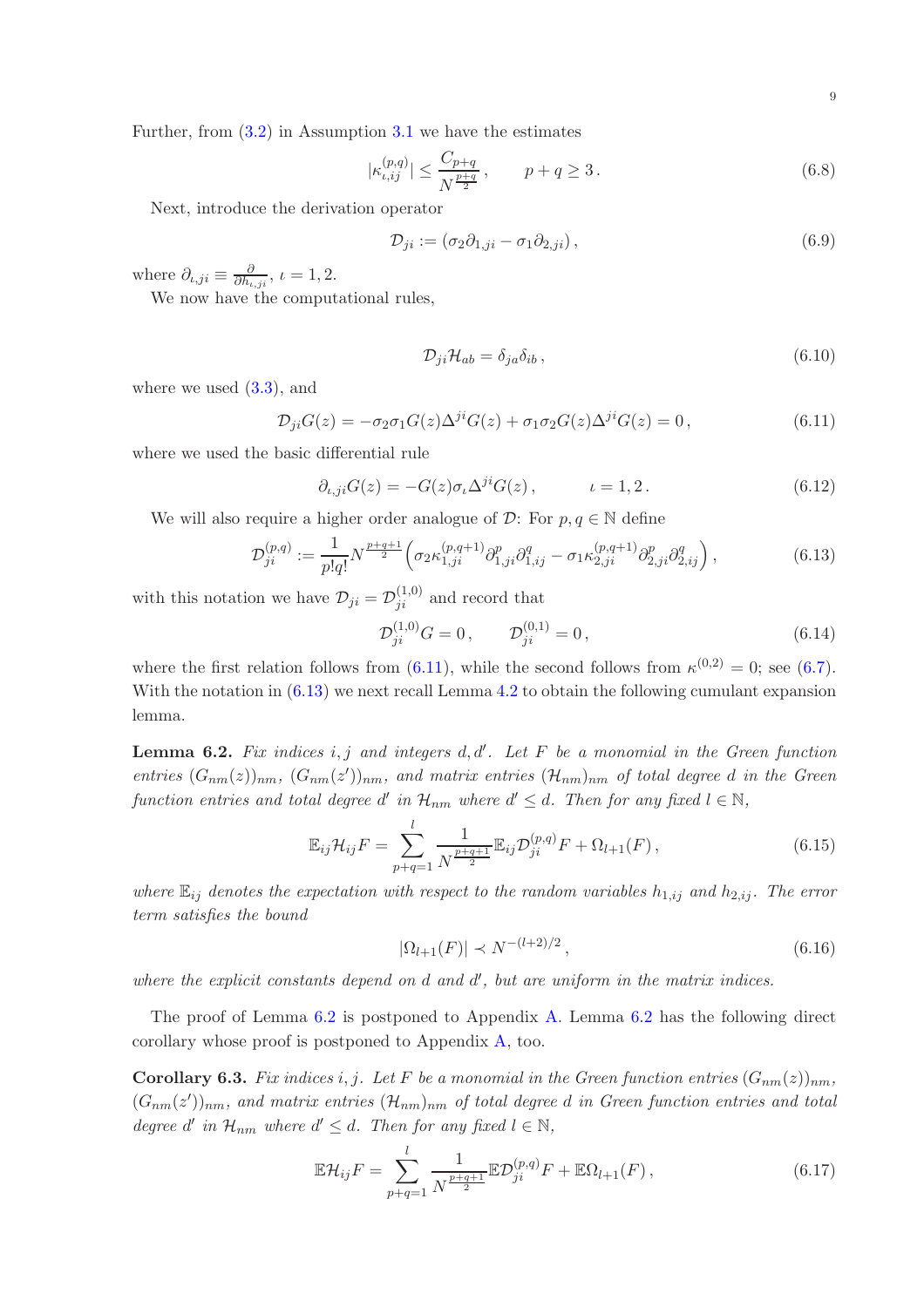Further, from (3.2) in Assumption 3.1 we have the estimates

$$|\kappa_{\iota,ij}^{(p,q)}| \le \frac{C_{p+q}}{N^{\frac{p+q}{2}}}\,, \qquad p+q \ge 3\,. \tag{6.8}$$

Next, introduce the derivation operator

$$\mathcal{D}_{ji} := (\sigma_2 \partial_{1,ji} - \sigma_1 \partial_{2,ji})\,, \tag{6.9}$$

where $\partial_{\iota,ji} \equiv \frac{\partial}{\partial h_{\iota,ji}}$, $\iota = 1,2$.

We now have the computational rules,

$$\mathcal{D}_{ji}\mathcal{H}_{ab} = \delta_{ja}\delta_{ib}\,, \tag{6.10}$$

where we used (3.3), and

$$\mathcal{D}_{ji}G(z) = -\sigma_2\sigma_1 G(z)\Delta^{ji}G(z) + \sigma_1\sigma_2 G(z)\Delta^{ji}G(z) = 0\,, \tag{6.11}$$

where we used the basic differential rule

$$\partial_{\iota,ji}G(z) = -G(z)\sigma_\iota \Delta^{ji} G(z)\,, \qquad \iota = 1,2\,. \tag{6.12}$$

We will also require a higher order analogue of $\mathcal{D}$: For $p,q \in \mathbb{N}$ define

$$\mathcal{D}_{ji}^{(p,q)} := \frac{1}{p!q!} N^{\frac{p+q+1}{2}} \Big( \sigma_2 \kappa_{1,ji}^{(p,q+1)} \partial_{1,ji}^p \partial_{1,ij}^q - \sigma_1 \kappa_{2,ji}^{(p,q+1)} \partial_{2,ji}^p \partial_{2,ij}^q \Big)\,, \tag{6.13}$$

with this notation we have $\mathcal{D}_{ji} = \mathcal{D}_{ji}^{(1,0)}$ and record that

$$\mathcal{D}_{ji}^{(1,0)}G = 0\,, \qquad \mathcal{D}_{ji}^{(0,1)} = 0\,, \tag{6.14}$$

where the first relation follows from (6.11), while the second follows from $\kappa^{(0,2)} = 0$; see (6.7). With the notation in (6.13) we next recall Lemma 4.2 to obtain the following cumulant expansion lemma.

**Lemma 6.2.** *Fix indices $i,j$ and integers $d,d'$. Let $F$ be a monomial in the Green function entries $(G_{nm}(z))_{nm}$, $(G_{nm}(z'))_{nm}$, and matrix entries $(\mathcal{H}_{nm})_{nm}$ of total degree $d$ in the Green function entries and total degree $d'$ in $\mathcal{H}_{nm}$ where $d' \le d$. Then for any fixed $l \in \mathbb{N}$,*

$$\mathbb{E}_{ij}\mathcal{H}_{ij}F = \sum_{p+q=1}^{l} \frac{1}{N^{\frac{p+q+1}{2}}} \mathbb{E}_{ij}\mathcal{D}_{ji}^{(p,q)}F + \Omega_{l+1}(F)\,, \tag{6.15}$$

*where $\mathbb{E}_{ij}$ denotes the expectation with respect to the random variables $h_{1,ij}$ and $h_{2,ij}$. The error term satisfies the bound*

$$|\Omega_{l+1}(F)| \prec N^{-(l+2)/2}\,, \tag{6.16}$$

*where the explicit constants depend on $d$ and $d'$, but are uniform in the matrix indices.*

The proof of Lemma 6.2 is postponed to Appendix A. Lemma 6.2 has the following direct corollary whose proof is postponed to Appendix A, too.

**Corollary 6.3.** *Fix indices $i,j$. Let $F$ be a monomial in the Green function entries $(G_{nm}(z))_{nm}$, $(G_{nm}(z'))_{nm}$, and matrix entries $(\mathcal{H}_{nm})_{nm}$ of total degree $d$ in Green function entries and total degree $d'$ in $\mathcal{H}_{nm}$ where $d' \le d$. Then for any fixed $l \in \mathbb{N}$,*

$$\mathbb{E}\mathcal{H}_{ij}F = \sum_{p+q=1}^{l} \frac{1}{N^{\frac{p+q+1}{2}}} \mathbb{E}\mathcal{D}_{ji}^{(p,q)}F + \mathbb{E}\Omega_{l+1}(F)\,, \tag{6.17}$$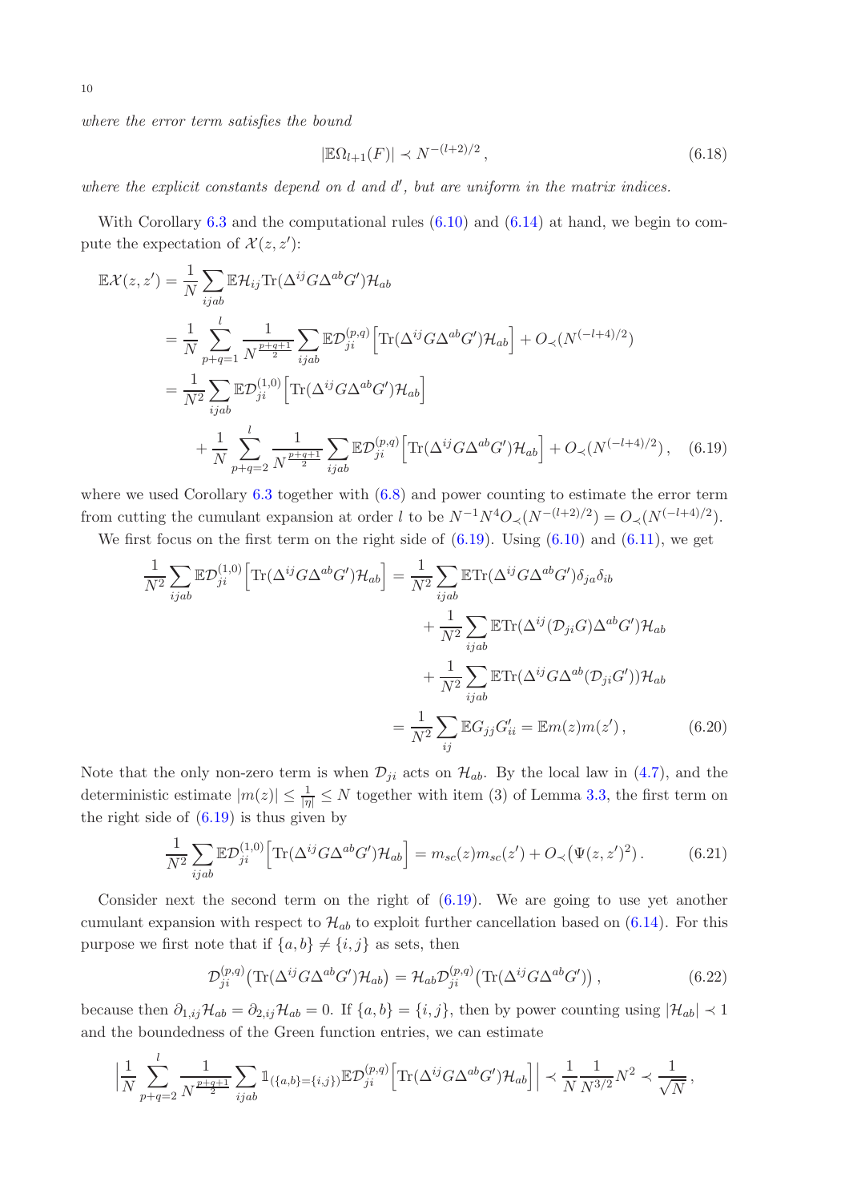*where the error term satisfies the bound*

$$|\mathbb{E}\Omega_{l+1}(F)| \prec N^{-(l+2)/2}\,, \tag{6.18}$$

*where the explicit constants depend on $d$ and $d'$, but are uniform in the matrix indices.*

With Corollary 6.3 and the computational rules (6.10) and (6.14) at hand, we begin to compute the expectation of $\mathcal{X}(z,z')$:

$$\begin{aligned}
\mathbb{E}\mathcal{X}(z,z') &= \frac{1}{N}\sum_{ijab}\mathbb{E}\mathcal{H}_{ij}\mathrm{Tr}(\Delta^{ij}G\Delta^{ab}G')\mathcal{H}_{ab} \\
&= \frac{1}{N}\sum_{p+q=1}^{l}\frac{1}{N^{\frac{p+q+1}{2}}}\sum_{ijab}\mathbb{E}\mathcal{D}_{ji}^{(p,q)}\Big[\mathrm{Tr}(\Delta^{ij}G\Delta^{ab}G')\mathcal{H}_{ab}\Big] + O_\prec(N^{(-l+4)/2}) \\
&= \frac{1}{N^2}\sum_{ijab}\mathbb{E}\mathcal{D}_{ji}^{(1,0)}\Big[\mathrm{Tr}(\Delta^{ij}G\Delta^{ab}G')\mathcal{H}_{ab}\Big] \\
&\quad + \frac{1}{N}\sum_{p+q=2}^{l}\frac{1}{N^{\frac{p+q+1}{2}}}\sum_{ijab}\mathbb{E}\mathcal{D}_{ji}^{(p,q)}\Big[\mathrm{Tr}(\Delta^{ij}G\Delta^{ab}G')\mathcal{H}_{ab}\Big] + O_\prec(N^{(-l+4)/2})\,,
\end{aligned} \tag{6.19}$$

where we used Corollary 6.3 together with (6.8) and power counting to estimate the error term from cutting the cumulant expansion at order $l$ to be $N^{-1}N^4O_\prec(N^{-(l+2)/2}) = O_\prec(N^{(-l+4)/2})$.

We first focus on the first term on the right side of (6.19). Using (6.10) and (6.11), we get

$$\begin{aligned}
\frac{1}{N^2}\sum_{ijab}\mathbb{E}\mathcal{D}_{ji}^{(1,0)}\Big[\mathrm{Tr}(\Delta^{ij}G\Delta^{ab}G')\mathcal{H}_{ab}\Big] &= \frac{1}{N^2}\sum_{ijab}\mathbb{E}\mathrm{Tr}(\Delta^{ij}G\Delta^{ab}G')\delta_{ja}\delta_{ib} \\
&\quad + \frac{1}{N^2}\sum_{ijab}\mathbb{E}\mathrm{Tr}(\Delta^{ij}(\mathcal{D}_{ji}G)\Delta^{ab}G')\mathcal{H}_{ab} \\
&\quad + \frac{1}{N^2}\sum_{ijab}\mathbb{E}\mathrm{Tr}(\Delta^{ij}G\Delta^{ab}(\mathcal{D}_{ji}G'))\mathcal{H}_{ab} \\
&= \frac{1}{N^2}\sum_{ij}\mathbb{E}G_{jj}G'_{ii} = \mathbb{E}m(z)m(z')\,,
\end{aligned} \tag{6.20}$$

Note that the only non-zero term is when $\mathcal{D}_{ji}$ acts on $\mathcal{H}_{ab}$. By the local law in (4.7), and the deterministic estimate $|m(z)| \le \frac{1}{|\eta|} \le N$ together with item (3) of Lemma 3.3, the first term on the right side of (6.19) is thus given by

$$\frac{1}{N^2}\sum_{ijab}\mathbb{E}\mathcal{D}_{ji}^{(1,0)}\Big[\mathrm{Tr}(\Delta^{ij}G\Delta^{ab}G')\mathcal{H}_{ab}\Big] = m_{sc}(z)m_{sc}(z') + O_\prec\big(\Psi(z,z')^2\big)\,. \tag{6.21}$$

Consider next the second term on the right of (6.19). We are going to use yet another cumulant expansion with respect to $\mathcal{H}_{ab}$ to exploit further cancellation based on (6.14). For this purpose we first note that if $\{a,b\} \neq \{i,j\}$ as sets, then

$$\mathcal{D}_{ji}^{(p,q)}\big(\mathrm{Tr}(\Delta^{ij}G\Delta^{ab}G')\mathcal{H}_{ab}\big) = \mathcal{H}_{ab}\mathcal{D}_{ji}^{(p,q)}\big(\mathrm{Tr}(\Delta^{ij}G\Delta^{ab}G')\big)\,, \tag{6.22}$$

because then $\partial_{1,ij}\mathcal{H}_{ab} = \partial_{2,ij}\mathcal{H}_{ab} = 0$. If $\{a,b\} = \{i,j\}$, then by power counting using $|\mathcal{H}_{ab}| \prec 1$ and the boundedness of the Green function entries, we can estimate

$$\Big|\frac{1}{N}\sum_{p+q=2}^{l}\frac{1}{N^{\frac{p+q+1}{2}}}\sum_{ijab}\mathbb{1}_{(\{a,b\}=\{i,j\})}\mathbb{E}\mathcal{D}_{ji}^{(p,q)}\Big[\mathrm{Tr}(\Delta^{ij}G\Delta^{ab}G')\mathcal{H}_{ab}\Big]\Big| \prec \frac{1}{N}\frac{1}{N^{3/2}}N^2 \prec \frac{1}{\sqrt{N}}\,,$$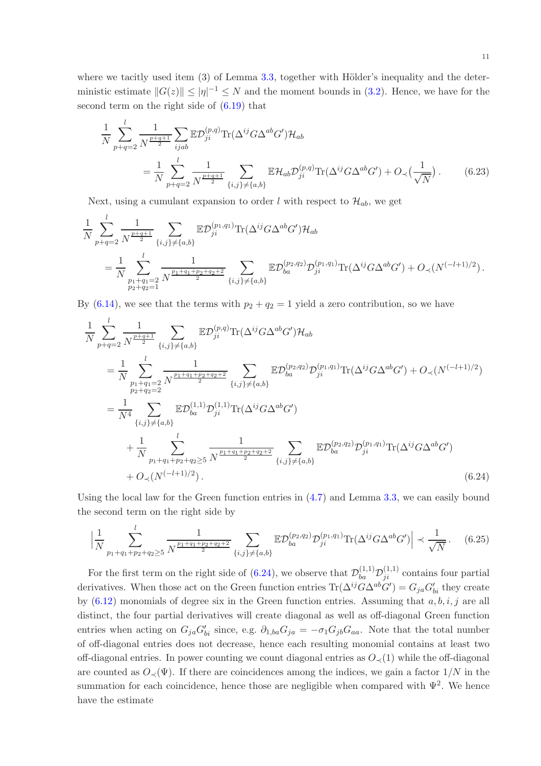where we tacitly used item (3) of Lemma 3.3, together with Hölder's inequality and the deterministic estimate $\|G(z)\| \le |\eta|^{-1} \le N$ and the moment bounds in (3.2). Hence, we have for the second term on the right side of (6.19) that

$$
\begin{aligned}
&\frac{1}{N}\sum_{p+q=2}^{l}\frac{1}{N^{\frac{p+q+1}{2}}}\sum_{ijab}\mathbb{E}\mathcal{D}_{ji}^{(p,q)}\mathrm{Tr}(\Delta^{ij}G\Delta^{ab}G')\mathcal{H}_{ab}\\
&\qquad=\frac{1}{N}\sum_{p+q=2}^{l}\frac{1}{N^{\frac{p+q+1}{2}}}\sum_{\{i,j\}\neq\{a,b\}}\mathbb{E}\mathcal{H}_{ab}\mathcal{D}_{ji}^{(p,q)}\mathrm{Tr}(\Delta^{ij}G\Delta^{ab}G')+O_{\prec}\big(\frac{1}{\sqrt{N}}\big)\,. \qquad (6.23)
\end{aligned}
$$

Next, using a cumulant expansion to order $l$ with respect to $\mathcal{H}_{ab}$, we get

$$
\begin{aligned}
&\frac{1}{N}\sum_{p+q=2}^{l}\frac{1}{N^{\frac{p+q+1}{2}}}\sum_{\{i,j\}\neq\{a,b\}}\mathbb{E}\mathcal{D}_{ji}^{(p_1,q_1)}\mathrm{Tr}(\Delta^{ij}G\Delta^{ab}G')\mathcal{H}_{ab}\\
&\quad=\frac{1}{N}\sum_{\substack{p_1+q_1=2\\p_2+q_2=1}}^{l}\frac{1}{N^{\frac{p_1+q_1+p_2+q_2+2}{2}}}\sum_{\{i,j\}\neq\{a,b\}}\mathbb{E}\mathcal{D}_{ba}^{(p_2,q_2)}\mathcal{D}_{ji}^{(p_1,q_1)}\mathrm{Tr}(\Delta^{ij}G\Delta^{ab}G')+O_{\prec}(N^{(-l+1)/2})\,.
\end{aligned}
$$

By (6.14), we see that the terms with $p_2+q_2=1$ yield a zero contribution, so we have

$$
\begin{aligned}
&\frac{1}{N}\sum_{p+q=2}^{l}\frac{1}{N^{\frac{p+q+1}{2}}}\sum_{\{i,j\}\neq\{a,b\}}\mathbb{E}\mathcal{D}_{ji}^{(p,q)}\mathrm{Tr}(\Delta^{ij}G\Delta^{ab}G')\mathcal{H}_{ab}\\
&\quad=\frac{1}{N}\sum_{\substack{p_1+q_1=2\\p_2+q_2=2}}^{l}\frac{1}{N^{\frac{p_1+q_1+p_2+q_2+2}{2}}}\sum_{\{i,j\}\neq\{a,b\}}\mathbb{E}\mathcal{D}_{ba}^{(p_2,q_2)}\mathcal{D}_{ji}^{(p_1,q_1)}\mathrm{Tr}(\Delta^{ij}G\Delta^{ab}G')+O_{\prec}(N^{(-l+1)/2})\\
&\quad=\frac{1}{N^4}\sum_{\{i,j\}\neq\{a,b\}}\mathbb{E}\mathcal{D}_{ba}^{(1,1)}\mathcal{D}_{ji}^{(1,1)}\mathrm{Tr}(\Delta^{ij}G\Delta^{ab}G')\\
&\qquad+\frac{1}{N}\sum_{p_1+q_1+p_2+q_2\ge 5}^{l}\frac{1}{N^{\frac{p_1+q_1+p_2+q_2+2}{2}}}\sum_{\{i,j\}\neq\{a,b\}}\mathbb{E}\mathcal{D}_{ba}^{(p_2,q_2)}\mathcal{D}_{ji}^{(p_1,q_1)}\mathrm{Tr}(\Delta^{ij}G\Delta^{ab}G')\\
&\qquad+O_{\prec}(N^{(-l+1)/2})\,. \qquad (6.24)
\end{aligned}
$$

Using the local law for the Green function entries in (4.7) and Lemma 3.3, we can easily bound the second term on the right side by

$$
\Big|\frac{1}{N}\sum_{p_1+q_1+p_2+q_2\ge 5}^{l}\frac{1}{N^{\frac{p_1+q_1+p_2+q_2+2}{2}}}\sum_{\{i,j\}\neq\{a,b\}}\mathbb{E}\mathcal{D}_{ba}^{(p_2,q_2)}\mathcal{D}_{ji}^{(p_1,q_1)}\mathrm{Tr}(\Delta^{ij}G\Delta^{ab}G')\Big|\prec\frac{1}{\sqrt{N}}\,. \qquad (6.25)
$$

For the first term on the right side of (6.24), we observe that $\mathcal{D}_{ba}^{(1,1)}\mathcal{D}_{ji}^{(1,1)}$ contains four partial derivatives. When those act on the Green function entries $\mathrm{Tr}(\Delta^{ij}G\Delta^{ab}G')=G_{ja}G'_{bi}$ they create by (6.12) monomials of degree six in the Green function entries. Assuming that $a,b,i,j$ are all distinct, the four partial derivatives will create diagonal as well as off-diagonal Green function entries when acting on $G_{ja}G'_{bi}$ since, e.g. $\partial_{1,ba}G_{ja}=-\sigma_1 G_{jb}G_{aa}$. Note that the total number of off-diagonal entries does not decrease, hence each resulting monomial contains at least two off-diagonal entries. In power counting we count diagonal entries as $O_{\prec}(1)$ while the off-diagonal are counted as $O_{\prec}(\Psi)$. If there are coincidences among the indices, we gain a factor $1/N$ in the summation for each coincidence, hence those are negligible when compared with $\Psi^2$. We hence have the estimate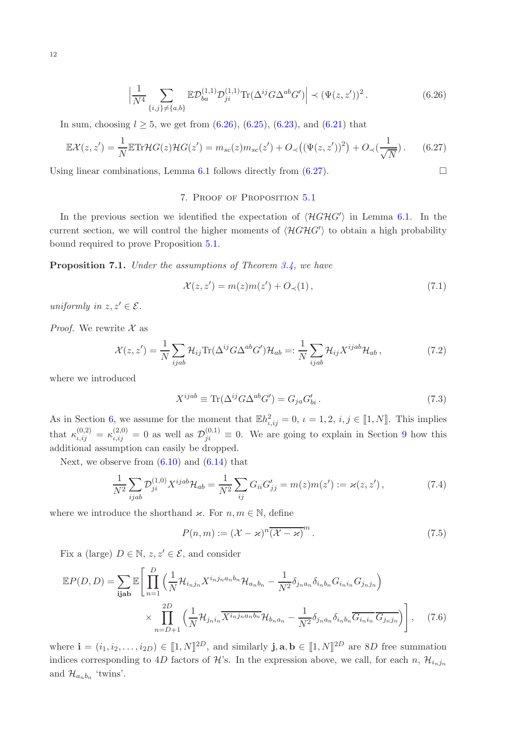$$\Big|\frac{1}{N^4}\sum_{\{i,j\}\neq\{a,b\}}\mathbb{E}\mathcal{D}^{(1,1)}_{ba}\mathcal{D}^{(1,1)}_{ji}\mathrm{Tr}(\Delta^{ij}G\Delta^{ab}G')\Big|\prec(\Psi(z,z'))^2\,. \tag{6.26}$$

In sum, choosing $l\geq 5$, we get from (6.26), (6.25), (6.23), and (6.21) that

$$\mathbb{E}\mathcal{X}(z,z')=\frac{1}{N}\mathbb{E}\mathrm{Tr}\mathcal{H}G(z)\mathcal{H}G(z')=m_{sc}(z)m_{sc}(z')+O_{\prec}\big((\Psi(z,z'))^2\big)+O_{\prec}(\frac{1}{\sqrt{N}})\,. \tag{6.27}$$

Using linear combinations, Lemma 6.1 follows directly from (6.27). □

## 7. Proof of Proposition 5.1

In the previous section we identified the expectation of $\langle\mathcal{H}G\mathcal{H}G'\rangle$ in Lemma 6.1. In the current section, we will control the higher moments of $\langle\mathcal{H}G\mathcal{H}G'\rangle$ to obtain a high probability bound required to prove Proposition 5.1.

**Proposition 7.1.** *Under the assumptions of Theorem 3.4, we have*

$$\mathcal{X}(z,z')=m(z)m(z')+O_{\prec}(1)\,, \tag{7.1}$$

*uniformly in $z,z'\in\mathcal{E}$.*

*Proof.* We rewrite $\mathcal{X}$ as

$$\mathcal{X}(z,z')=\frac{1}{N}\sum_{ijab}\mathcal{H}_{ij}\mathrm{Tr}(\Delta^{ij}G\Delta^{ab}G')\mathcal{H}_{ab}=:\frac{1}{N}\sum_{ijab}\mathcal{H}_{ij}X^{ijab}\mathcal{H}_{ab}\,, \tag{7.2}$$

where we introduced

$$X^{ijab}\equiv\mathrm{Tr}(\Delta^{ij}G\Delta^{ab}G')=G_{ja}G'_{bi}\,. \tag{7.3}$$

As in Section 6, we assume for the moment that $\mathbb{E}h^2_{\iota,ij}=0$, $\iota=1,2$, $i,j\in[\![1,N]\!]$. This implies that $\kappa^{(0,2)}_{\iota,ij}=\kappa^{(2,0)}_{\iota,ij}=0$ as well as $\mathcal{D}^{(0,1)}_{ji}\equiv 0$. We are going to explain in Section 9 how this additional assumption can easily be dropped.

Next, we observe from (6.10) and (6.14) that

$$\frac{1}{N^2}\sum_{ijab}\mathcal{D}^{(1,0)}_{ji}X^{ijab}\mathcal{H}_{ab}=\frac{1}{N^2}\sum_{ij}G_{ii}G'_{jj}=m(z)m(z'):=\varkappa(z,z')\,, \tag{7.4}$$

where we introduce the shorthand $\varkappa$. For $n,m\in\mathbb{N}$, define

$$P(n,m):=(\mathcal{X}-\varkappa)^n\overline{(\mathcal{X}-\varkappa)}^m\,. \tag{7.5}$$

Fix a (large) $D\in\mathbb{N}$, $z,z'\in\mathcal{E}$, and consider

$$\begin{aligned}\mathbb{E}P(D,D)=\sum_{\mathbf{ijab}}\mathbb{E}\Bigg[\prod_{n=1}^{D}\Big(\frac{1}{N}\mathcal{H}_{i_nj_n}X^{i_nj_na_nb_n}\mathcal{H}_{a_nb_n}-\frac{1}{N^2}\delta_{j_na_n}\delta_{i_nb_n}G_{i_ni_n}G_{j_nj_n}\Big)\\ \times\prod_{n=D+1}^{2D}\Big(\frac{1}{N}\mathcal{H}_{j_ni_n}\overline{X^{i_nj_na_nb_n}}\mathcal{H}_{b_na_n}-\frac{1}{N^2}\delta_{j_na_n}\delta_{i_nb_n}\overline{G_{i_ni_n}}\,\overline{G_{j_nj_n}}\Big)\Bigg]\,,\end{aligned} \tag{7.6}$$

where $\mathbf{i}=(i_1,i_2,\ldots,i_{2D})\in[\![1,N]\!]^{2D}$, and similarly $\mathbf{j},\mathbf{a},\mathbf{b}\in[\![1,N]\!]^{2D}$ are $8D$ free summation indices corresponding to $4D$ factors of $\mathcal{H}$'s. In the expression above, we call, for each $n$, $\mathcal{H}_{i_nj_n}$ and $\mathcal{H}_{a_nb_n}$ 'twins'.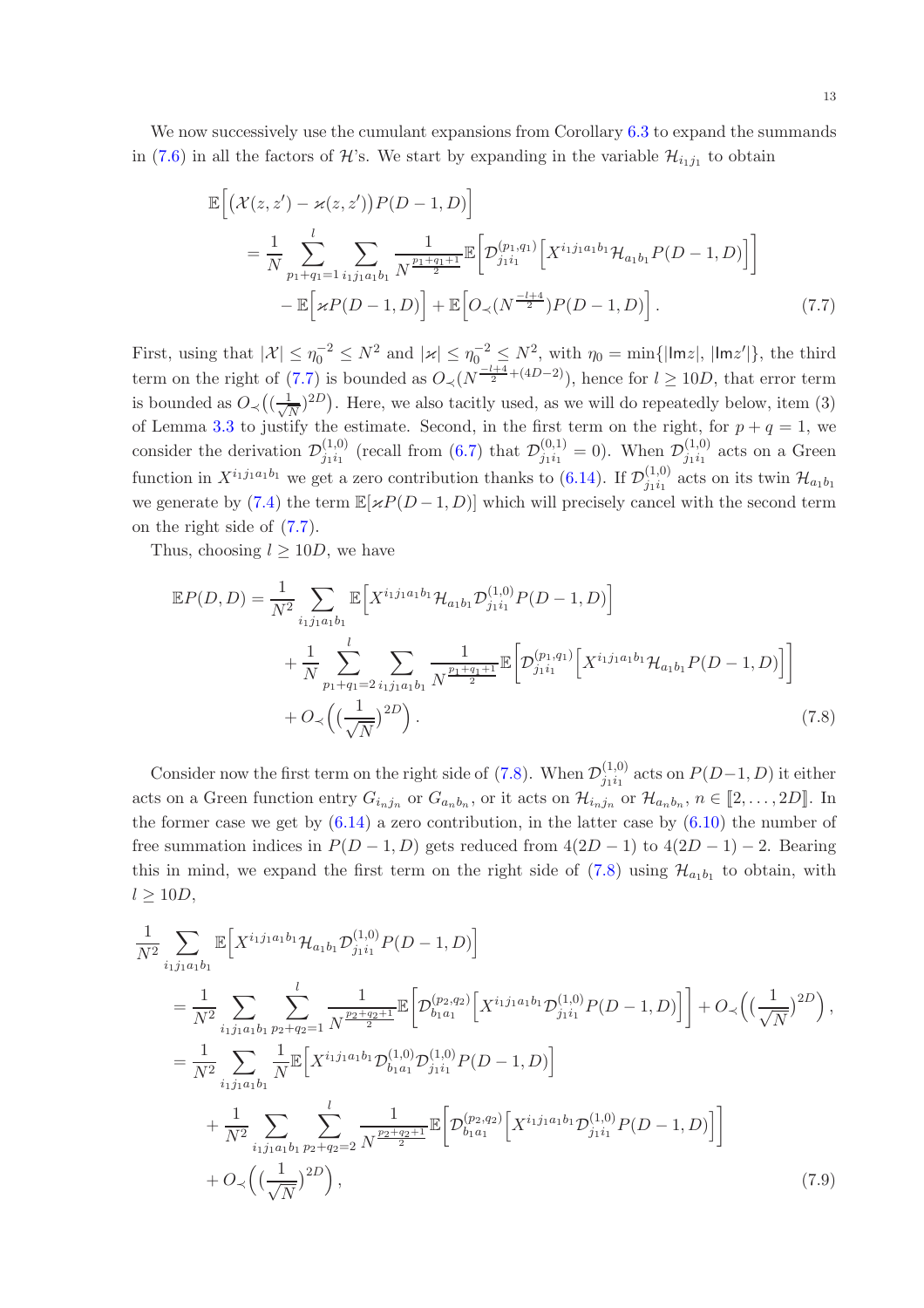We now successively use the cumulant expansions from Corollary 6.3 to expand the summands in (7.6) in all the factors of $\mathcal{H}$'s. We start by expanding in the variable $\mathcal{H}_{i_1 j_1}$ to obtain

$$
\begin{aligned}
&\mathbb{E}\Big[\big(\mathcal{X}(z,z') - \varkappa(z,z')\big) P(D-1,D)\Big] \\
&\quad = \frac{1}{N} \sum_{p_1+q_1=1}^{l} \sum_{i_1 j_1 a_1 b_1} \frac{1}{N^{\frac{p_1+q_1+1}{2}}} \mathbb{E}\Big[\mathcal{D}^{(p_1,q_1)}_{j_1 i_1}\Big[X^{i_1 j_1 a_1 b_1} \mathcal{H}_{a_1 b_1} P(D-1,D)\Big]\Big] \\
&\qquad - \mathbb{E}\Big[\varkappa P(D-1,D)\Big] + \mathbb{E}\Big[O_\prec(N^{\frac{-l+4}{2}}) P(D-1,D)\Big]\,.
\end{aligned} \tag{7.7}
$$

First, using that $|\mathcal{X}| \leq \eta_0^{-2} \leq N^2$ and $|\varkappa| \leq \eta_0^{-2} \leq N^2$, with $\eta_0 = \min\{|\mathsf{Im} z|, |\mathsf{Im} z'|\}$, the third term on the right of (7.7) is bounded as $O_\prec(N^{\frac{-l+4}{2}+(4D-2)})$, hence for $l \geq 10D$, that error term is bounded as $O_\prec\big((\frac{1}{\sqrt{N}})^{2D}\big)$. Here, we also tacitly used, as we will do repeatedly below, item (3) of Lemma 3.3 to justify the estimate. Second, in the first term on the right, for $p+q=1$, we consider the derivation $\mathcal{D}^{(1,0)}_{j_1 i_1}$ (recall from (6.7) that $\mathcal{D}^{(0,1)}_{j_1 i_1} = 0$). When $\mathcal{D}^{(1,0)}_{j_1 i_1}$ acts on a Green function in $X^{i_1 j_1 a_1 b_1}$ we get a zero contribution thanks to (6.14). If $\mathcal{D}^{(1,0)}_{j_1 i_1}$ acts on its twin $\mathcal{H}_{a_1 b_1}$ we generate by (7.4) the term $\mathbb{E}[\varkappa P(D-1,D)]$ which will precisely cancel with the second term on the right side of (7.7).

Thus, choosing $l \geq 10D$, we have

$$
\begin{aligned}
\mathbb{E} P(D,D) &= \frac{1}{N^2} \sum_{i_1 j_1 a_1 b_1} \mathbb{E}\Big[X^{i_1 j_1 a_1 b_1} \mathcal{H}_{a_1 b_1} \mathcal{D}^{(1,0)}_{j_1 i_1} P(D-1,D)\Big] \\
&\quad + \frac{1}{N} \sum_{p_1+q_1=2}^{l} \sum_{i_1 j_1 a_1 b_1} \frac{1}{N^{\frac{p_1+q_1+1}{2}}} \mathbb{E}\Big[\mathcal{D}^{(p_1,q_1)}_{j_1 i_1}\Big[X^{i_1 j_1 a_1 b_1} \mathcal{H}_{a_1 b_1} P(D-1,D)\Big]\Big] \\
&\quad + O_\prec\Big(\big(\frac{1}{\sqrt{N}}\big)^{2D}\Big)\,.
\end{aligned} \tag{7.8}
$$

Consider now the first term on the right side of (7.8). When $\mathcal{D}^{(1,0)}_{j_1 i_1}$ acts on $P(D-1,D)$ it either acts on a Green function entry $G_{i_n j_n}$ or $G_{a_n b_n}$, or it acts on $\mathcal{H}_{i_n j_n}$ or $\mathcal{H}_{a_n b_n}$, $n \in [\![2,\ldots,2D]\!]$. In the former case we get by (6.14) a zero contribution, in the latter case by (6.10) the number of free summation indices in $P(D-1,D)$ gets reduced from $4(2D-1)$ to $4(2D-1)-2$. Bearing this in mind, we expand the first term on the right side of (7.8) using $\mathcal{H}_{a_1 b_1}$ to obtain, with $l \geq 10D$,

$$
\begin{aligned}
&\frac{1}{N^2} \sum_{i_1 j_1 a_1 b_1} \mathbb{E}\Big[X^{i_1 j_1 a_1 b_1} \mathcal{H}_{a_1 b_1} \mathcal{D}^{(1,0)}_{j_1 i_1} P(D-1,D)\Big] \\
&\quad = \frac{1}{N^2} \sum_{i_1 j_1 a_1 b_1} \sum_{p_2+q_2=1}^{l} \frac{1}{N^{\frac{p_2+q_2+1}{2}}} \mathbb{E}\Big[\mathcal{D}^{(p_2,q_2)}_{b_1 a_1}\Big[X^{i_1 j_1 a_1 b_1} \mathcal{D}^{(1,0)}_{j_1 i_1} P(D-1,D)\Big]\Big] + O_\prec\Big(\big(\frac{1}{\sqrt{N}}\big)^{2D}\Big)\,, \\
&\quad = \frac{1}{N^2} \sum_{i_1 j_1 a_1 b_1} \frac{1}{N} \mathbb{E}\Big[X^{i_1 j_1 a_1 b_1} \mathcal{D}^{(1,0)}_{b_1 a_1} \mathcal{D}^{(1,0)}_{j_1 i_1} P(D-1,D)\Big] \\
&\qquad + \frac{1}{N^2} \sum_{i_1 j_1 a_1 b_1} \sum_{p_2+q_2=2}^{l} \frac{1}{N^{\frac{p_2+q_2+1}{2}}} \mathbb{E}\Big[\mathcal{D}^{(p_2,q_2)}_{b_1 a_1}\Big[X^{i_1 j_1 a_1 b_1} \mathcal{D}^{(1,0)}_{j_1 i_1} P(D-1,D)\Big]\Big] \\
&\qquad + O_\prec\Big(\big(\frac{1}{\sqrt{N}}\big)^{2D}\Big)\,,
\end{aligned} \tag{7.9}
$$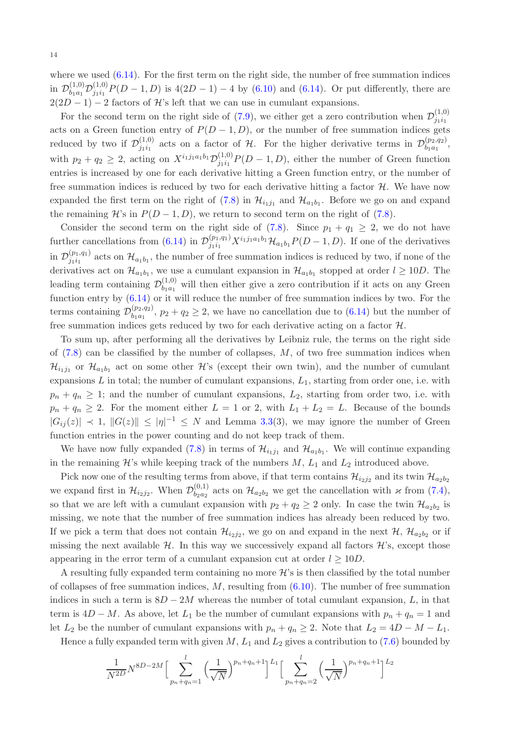where we used (6.14). For the first term on the right side, the number of free summation indices in $\mathcal{D}^{(1,0)}_{b_1a_1}\mathcal{D}^{(1,0)}_{j_1i_1}P(D-1,D)$ is $4(2D-1)-4$ by (6.10) and (6.14). Or put differently, there are $2(2D-1)-2$ factors of $\mathcal{H}$'s left that we can use in cumulant expansions.

For the second term on the right side of (7.9), we either get a zero contribution when $\mathcal{D}^{(1,0)}_{j_1i_1}$ acts on a Green function entry of $P(D-1,D)$, or the number of free summation indices gets reduced by two if $\mathcal{D}^{(1,0)}_{j_1i_1}$ acts on a factor of $\mathcal{H}$. For the higher derivative terms in $\mathcal{D}^{(p_2,q_2)}_{b_1a_1}$, with $p_2+q_2\geq 2$, acting on $X^{i_1j_1a_1b_1}\mathcal{D}^{(1,0)}_{j_1i_1}P(D-1,D)$, either the number of Green function entries is increased by one for each derivative hitting a Green function entry, or the number of free summation indices is reduced by two for each derivative hitting a factor $\mathcal{H}$. We have now expanded the first term on the right of (7.8) in $\mathcal{H}_{i_1j_1}$ and $\mathcal{H}_{a_1b_1}$. Before we go on and expand the remaining $\mathcal{H}$'s in $P(D-1,D)$, we return to second term on the right of (7.8).

Consider the second term on the right side of (7.8). Since $p_1+q_1\geq 2$, we do not have further cancellations from (6.14) in $\mathcal{D}^{(p_1,q_1)}_{j_1i_1}X^{i_1j_1a_1b_1}\mathcal{H}_{a_1b_1}P(D-1,D)$. If one of the derivatives in $\mathcal{D}^{(p_1,q_1)}_{j_1i_1}$ acts on $\mathcal{H}_{a_1b_1}$, the number of free summation indices is reduced by two, if none of the derivatives act on $\mathcal{H}_{a_1b_1}$, we use a cumulant expansion in $\mathcal{H}_{a_1b_1}$ stopped at order $l\geq 10D$. The leading term containing $\mathcal{D}^{(1,0)}_{b_1a_1}$ will then either give a zero contribution if it acts on any Green function entry by (6.14) or it will reduce the number of free summation indices by two. For the terms containing $\mathcal{D}^{(p_2,q_2)}_{b_1a_1}$, $p_2+q_2\geq 2$, we have no cancellation due to (6.14) but the number of free summation indices gets reduced by two for each derivative acting on a factor $\mathcal{H}$.

To sum up, after performing all the derivatives by Leibniz rule, the terms on the right side of (7.8) can be classified by the number of collapses, $M$, of two free summation indices when $\mathcal{H}_{i_1j_1}$ or $\mathcal{H}_{a_1b_1}$ act on some other $\mathcal{H}$'s (except their own twin), and the number of cumulant expansions $L$ in total; the number of cumulant expansions, $L_1$, starting from order one, i.e. with $p_n+q_n\geq 1$; and the number of cumulant expansions, $L_2$, starting from order two, i.e. with $p_n+q_n\geq 2$. For the moment either $L=1$ or $2$, with $L_1+L_2=L$. Because of the bounds $|G_{ij}(z)|\prec 1$, $\|G(z)\|\leq|\eta|^{-1}\leq N$ and Lemma 3.3(3), we may ignore the number of Green function entries in the power counting and do not keep track of them.

We have now fully expanded (7.8) in terms of $\mathcal{H}_{i_1j_1}$ and $\mathcal{H}_{a_1b_1}$. We will continue expanding in the remaining $\mathcal{H}$'s while keeping track of the numbers $M$, $L_1$ and $L_2$ introduced above.

Pick now one of the resulting terms from above, if that term contains $\mathcal{H}_{i_2j_2}$ and its twin $\mathcal{H}_{a_2b_2}$ we expand first in $\mathcal{H}_{i_2j_2}$. When $\mathcal{D}^{(0,1)}_{b_2a_2}$ acts on $\mathcal{H}_{a_2b_2}$ we get the cancellation with $\varkappa$ from (7.4), so that we are left with a cumulant expansion with $p_2+q_2\geq 2$ only. In case the twin $\mathcal{H}_{a_2b_2}$ is missing, we note that the number of free summation indices has already been reduced by two. If we pick a term that does not contain $\mathcal{H}_{i_2j_2}$, we go on and expand in the next $\mathcal{H}$, $\mathcal{H}_{a_2b_2}$ or if missing the next available $\mathcal{H}$. In this way we successively expand all factors $\mathcal{H}$'s, except those appearing in the error term of a cumulant expansion cut at order $l\geq 10D$.

A resulting fully expanded term containing no more $\mathcal{H}$'s is then classified by the total number of collapses of free summation indices, $M$, resulting from (6.10). The number of free summation indices in such a term is $8D-2M$ whereas the number of total cumulant expansion, $L$, in that term is $4D-M$. As above, let $L_1$ be the number of cumulant expansions with $p_n+q_n=1$ and let $L_2$ be the number of cumulant expansions with $p_n+q_n\geq 2$. Note that $L_2=4D-M-L_1$.

Hence a fully expanded term with given $M$, $L_1$ and $L_2$ gives a contribution to (7.6) bounded by

$$\frac{1}{N^{2D}}N^{8D-2M}\Big[\sum_{p_n+q_n=1}^{l}\Big(\frac{1}{\sqrt{N}}\Big)^{p_n+q_n+1}\Big]^{L_1}\Big[\sum_{p_n+q_n=2}^{l}\Big(\frac{1}{\sqrt{N}}\Big)^{p_n+q_n+1}\Big]^{L_2}$$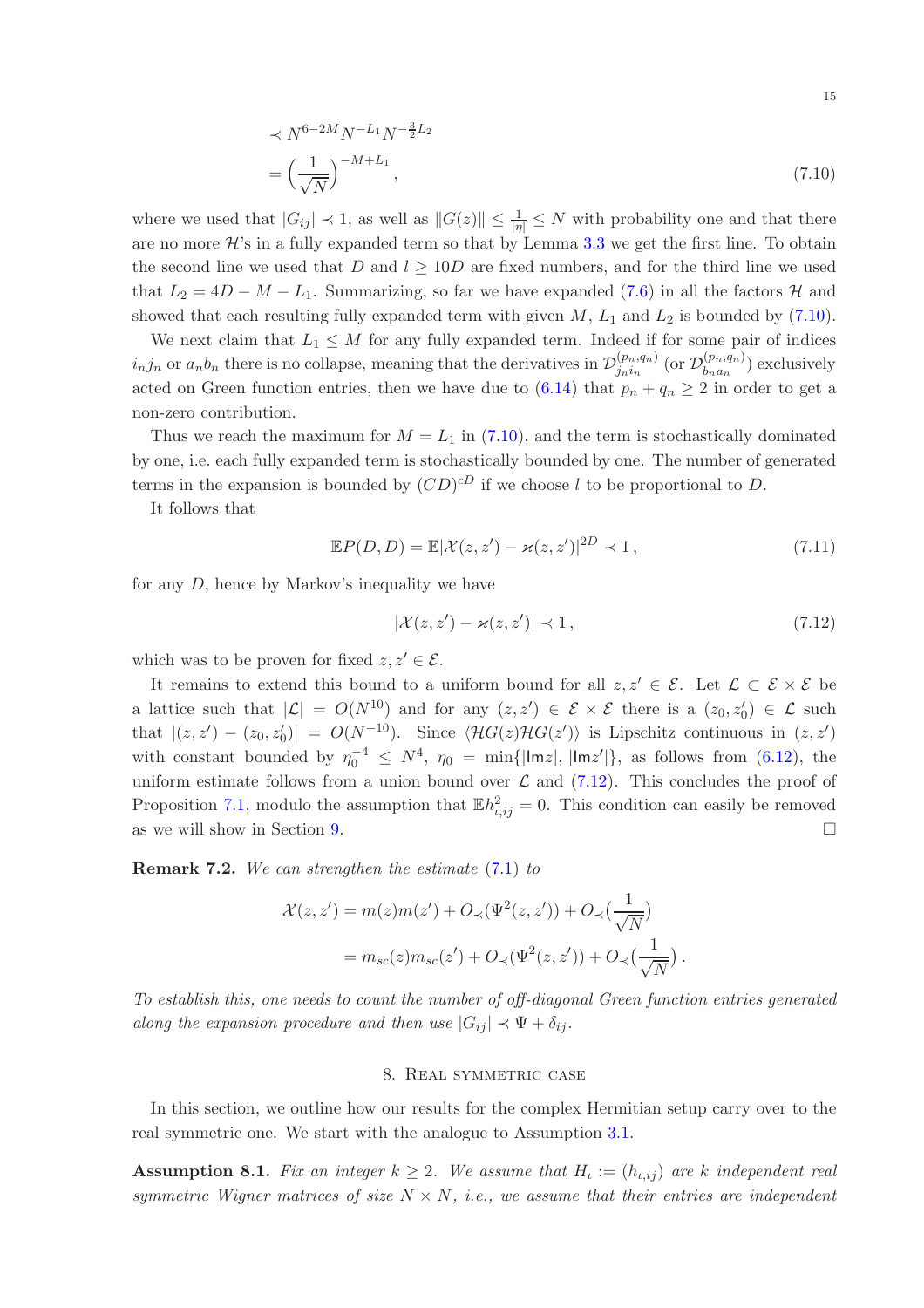$$\prec N^{6-2M} N^{-L_1} N^{-\frac{3}{2}L_2}$$
$$= \Big(\frac{1}{\sqrt{N}}\Big)^{-M+L_1}, \tag{7.10}$$

where we used that $|G_{ij}| \prec 1$, as well as $\|G(z)\| \le \frac{1}{|\eta|} \le N$ with probability one and that there are no more $\mathcal{H}$'s in a fully expanded term so that by Lemma 3.3 we get the first line. To obtain the second line we used that $D$ and $l \ge 10D$ are fixed numbers, and for the third line we used that $L_2 = 4D - M - L_1$. Summarizing, so far we have expanded (7.6) in all the factors $\mathcal{H}$ and showed that each resulting fully expanded term with given $M$, $L_1$ and $L_2$ is bounded by (7.10).

We next claim that $L_1 \le M$ for any fully expanded term. Indeed if for some pair of indices $i_n j_n$ or $a_n b_n$ there is no collapse, meaning that the derivatives in $\mathcal{D}^{(p_n,q_n)}_{j_n i_n}$ (or $\mathcal{D}^{(p_n,q_n)}_{b_n a_n}$) exclusively acted on Green function entries, then we have due to (6.14) that $p_n + q_n \ge 2$ in order to get a non-zero contribution.

Thus we reach the maximum for $M = L_1$ in (7.10), and the term is stochastically dominated by one, i.e. each fully expanded term is stochastically bounded by one. The number of generated terms in the expansion is bounded by $(CD)^{cD}$ if we choose $l$ to be proportional to $D$.

It follows that

$$\mathbb{E}P(D,D) = \mathbb{E}|\mathcal{X}(z,z') - \varkappa(z,z')|^{2D} \prec 1\,, \tag{7.11}$$

for any $D$, hence by Markov's inequality we have

$$|\mathcal{X}(z,z') - \varkappa(z,z')| \prec 1\,, \tag{7.12}$$

which was to be proven for fixed $z, z' \in \mathcal{E}$.

It remains to extend this bound to a uniform bound for all $z, z' \in \mathcal{E}$. Let $\mathcal{L} \subset \mathcal{E} \times \mathcal{E}$ be a lattice such that $|\mathcal{L}| = O(N^{10})$ and for any $(z,z') \in \mathcal{E}\times\mathcal{E}$ there is a $(z_0, z_0') \in \mathcal{L}$ such that $|(z,z') - (z_0,z_0')| = O(N^{-10})$. Since $\langle \mathcal{H}G(z)\mathcal{H}G(z')\rangle$ is Lipschitz continuous in $(z,z')$ with constant bounded by $\eta_0^{-4} \le N^4$, $\eta_0 = \min\{|\mathsf{Im} z|, |\mathsf{Im} z'|\}$, as follows from (6.12), the uniform estimate follows from a union bound over $\mathcal{L}$ and (7.12). This concludes the proof of Proposition 7.1, modulo the assumption that $\mathbb{E}h_{\iota,ij}^2 = 0$. This condition can easily be removed as we will show in Section 9. $\square$

**Remark 7.2.** *We can strengthen the estimate* (7.1) *to*

$$\mathcal{X}(z,z') = m(z)m(z') + O_\prec(\Psi^2(z,z')) + O_\prec\big(\frac{1}{\sqrt{N}}\big)$$
$$= m_{sc}(z)m_{sc}(z') + O_\prec(\Psi^2(z,z')) + O_\prec\big(\frac{1}{\sqrt{N}}\big)\,.$$

*To establish this, one needs to count the number of off-diagonal Green function entries generated along the expansion procedure and then use* $|G_{ij}| \prec \Psi + \delta_{ij}$.

## 8. Real symmetric case

In this section, we outline how our results for the complex Hermitian setup carry over to the real symmetric one. We start with the analogue to Assumption 3.1.

**Assumption 8.1.** *Fix an integer* $k \ge 2$. *We assume that* $H_\iota := (h_{\iota,ij})$ *are* $k$ *independent real symmetric Wigner matrices of size* $N \times N$, *i.e., we assume that their entries are independent*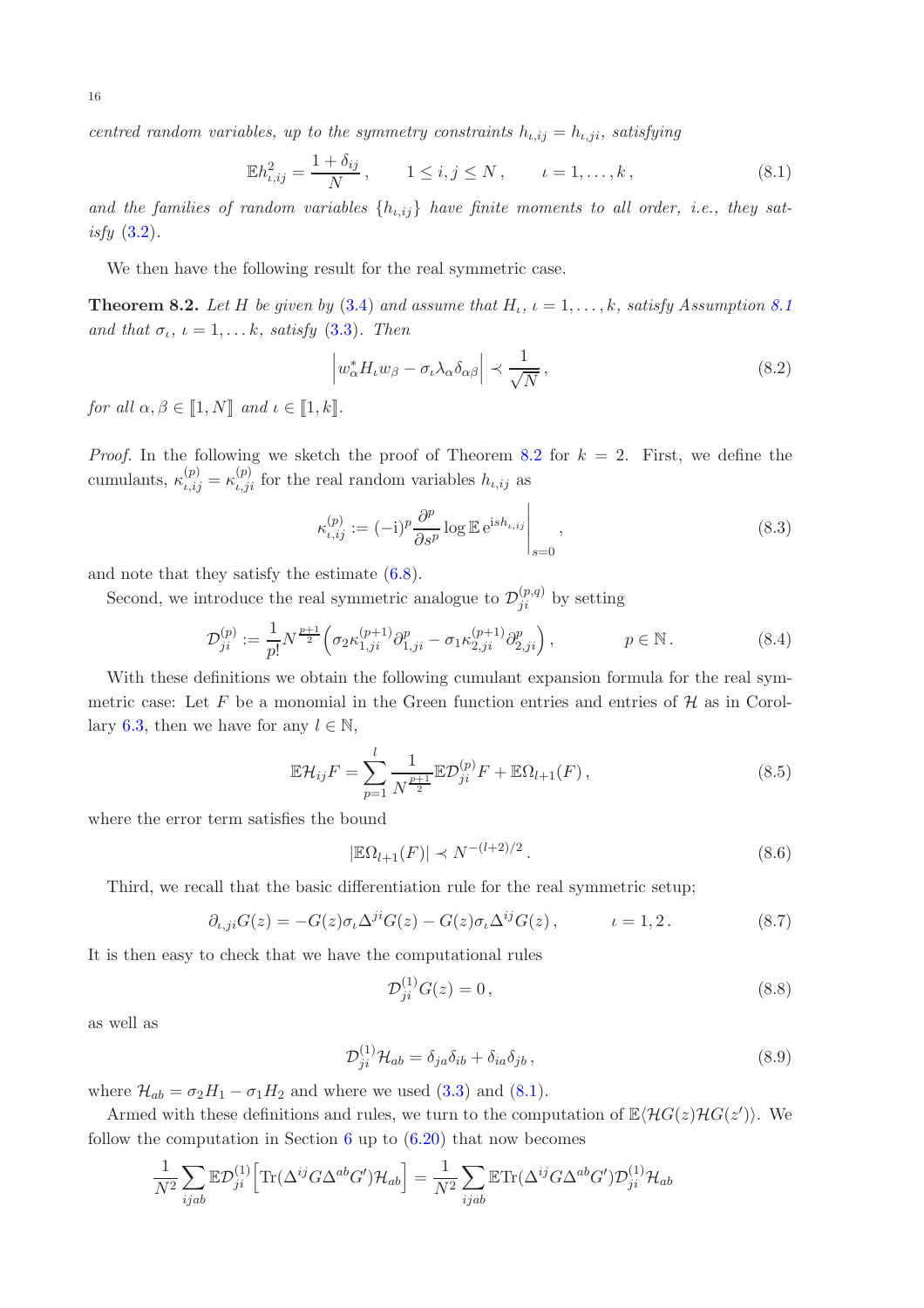*centred random variables, up to the symmetry constraints $h_{\iota,ij} = h_{\iota,ji}$, satisfying*

$$\mathbb{E}h_{\iota,ij}^2 = \frac{1+\delta_{ij}}{N}\,, \qquad 1 \le i,j \le N\,, \qquad \iota = 1,\ldots,k\,, \tag{8.1}$$

*and the families of random variables $\{h_{\iota,ij}\}$ have finite moments to all order, i.e., they satisfy (3.2).*

We then have the following result for the real symmetric case.

**Theorem 8.2.** *Let $H$ be given by (3.4) and assume that $H_\iota$, $\iota = 1,\ldots,k$, satisfy Assumption 8.1 and that $\sigma_\iota$, $\iota = 1,\ldots k$, satisfy (3.3). Then*

$$\Big| w_\alpha^* H_\iota w_\beta - \sigma_\iota \lambda_\alpha \delta_{\alpha\beta} \Big| \prec \frac{1}{\sqrt{N}}\,, \tag{8.2}$$

*for all $\alpha,\beta \in [\![1,N]\!]$ and $\iota \in [\![1,k]\!]$.*

*Proof.* In the following we sketch the proof of Theorem 8.2 for $k=2$. First, we define the cumulants, $\kappa_{\iota,ij}^{(p)} = \kappa_{\iota,ji}^{(p)}$ for the real random variables $h_{\iota,ij}$ as

$$\kappa_{\iota,ij}^{(p)} := (-\mathrm{i})^p \frac{\partial^p}{\partial s^p} \log \mathbb{E}\,\mathrm{e}^{\mathrm{i}s h_{\iota,ij}}\bigg|_{s=0}\,, \tag{8.3}$$

and note that they satisfy the estimate (6.8).

Second, we introduce the real symmetric analogue to $\mathcal{D}_{ji}^{(p,q)}$ by setting

$$\mathcal{D}_{ji}^{(p)} := \frac{1}{p!} N^{\frac{p+1}{2}} \Big( \sigma_2 \kappa_{1,ji}^{(p+1)} \partial_{1,ji}^p - \sigma_1 \kappa_{2,ji}^{(p+1)} \partial_{2,ji}^p \Big)\,, \qquad p \in \mathbb{N}\,. \tag{8.4}$$

With these definitions we obtain the following cumulant expansion formula for the real symmetric case: Let $F$ be a monomial in the Green function entries and entries of $\mathcal{H}$ as in Corollary 6.3, then we have for any $l \in \mathbb{N}$,

$$\mathbb{E}\mathcal{H}_{ij} F = \sum_{p=1}^{l} \frac{1}{N^{\frac{p+1}{2}}} \mathbb{E}\mathcal{D}_{ji}^{(p)} F + \mathbb{E}\Omega_{l+1}(F)\,, \tag{8.5}$$

where the error term satisfies the bound

$$|\mathbb{E}\Omega_{l+1}(F)| \prec N^{-(l+2)/2}\,. \tag{8.6}$$

Third, we recall that the basic differentiation rule for the real symmetric setup;

$$\partial_{\iota,ji} G(z) = -G(z)\sigma_\iota \Delta^{ji} G(z) - G(z)\sigma_\iota \Delta^{ij} G(z)\,, \qquad \iota = 1,2\,. \tag{8.7}$$

It is then easy to check that we have the computational rules

$$\mathcal{D}_{ji}^{(1)} G(z) = 0\,, \tag{8.8}$$

as well as

$$\mathcal{D}_{ji}^{(1)} \mathcal{H}_{ab} = \delta_{ja}\delta_{ib} + \delta_{ia}\delta_{jb}\,, \tag{8.9}$$

where $\mathcal{H}_{ab} = \sigma_2 H_1 - \sigma_1 H_2$ and where we used (3.3) and (8.1).

Armed with these definitions and rules, we turn to the computation of $\mathbb{E}\langle \mathcal{H}G(z)\mathcal{H}G(z')\rangle$. We follow the computation in Section 6 up to (6.20) that now becomes

$$\frac{1}{N^2}\sum_{ijab} \mathbb{E}\mathcal{D}_{ji}^{(1)} \Big[ \mathrm{Tr}(\Delta^{ij} G \Delta^{ab} G') \mathcal{H}_{ab} \Big] = \frac{1}{N^2} \sum_{ijab} \mathbb{E}\mathrm{Tr}(\Delta^{ij} G \Delta^{ab} G') \mathcal{D}_{ji}^{(1)} \mathcal{H}_{ab}$$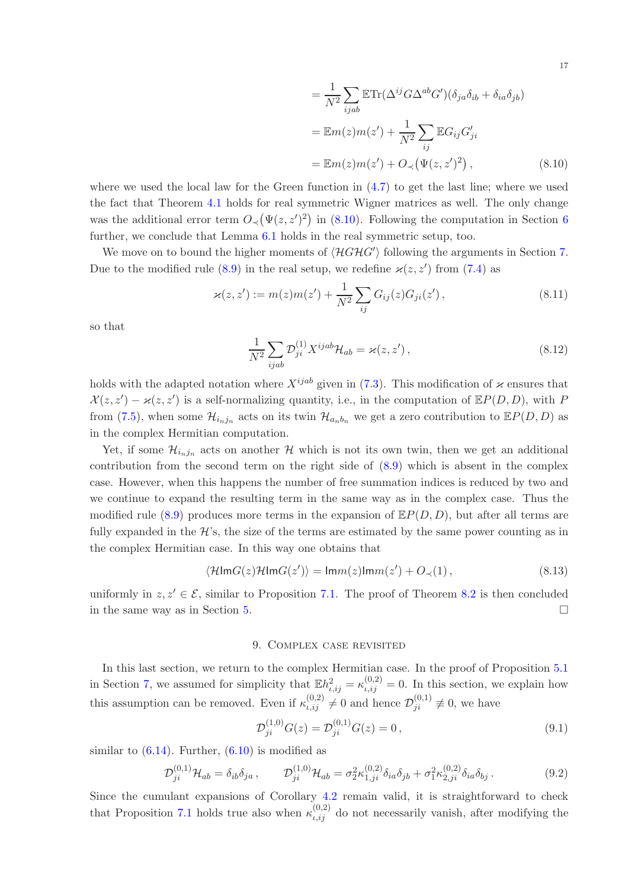$$
\begin{aligned}
&= \frac{1}{N^2}\sum_{ijab} \mathbb{E}\mathrm{Tr}(\Delta^{ij} G \Delta^{ab} G')(\delta_{ja}\delta_{ib} + \delta_{ia}\delta_{jb}) \\
&= \mathbb{E}m(z)m(z') + \frac{1}{N^2}\sum_{ij} \mathbb{E}G_{ij}G'_{ji} \\
&= \mathbb{E}m(z)m(z') + O_\prec\big(\Psi(z,z')^2\big)\,, \qquad (8.10)
\end{aligned}
$$

where we used the local law for the Green function in (4.7) to get the last line; where we used the fact that Theorem 4.1 holds for real symmetric Wigner matrices as well. The only change was the additional error term $O_\prec\big(\Psi(z,z')^2\big)$ in (8.10). Following the computation in Section 6 further, we conclude that Lemma 6.1 holds in the real symmetric setup, too.

We move on to bound the higher moments of $\langle \mathcal{H}G\mathcal{H}G'\rangle$ following the arguments in Section 7. Due to the modified rule (8.9) in the real setup, we redefine $\varkappa(z,z')$ from (7.4) as

$$
\varkappa(z,z') := m(z)m(z') + \frac{1}{N^2}\sum_{ij} G_{ij}(z)G_{ji}(z')\,, \qquad (8.11)
$$

so that

$$
\frac{1}{N^2}\sum_{ijab} \mathcal{D}^{(1)}_{ji} X^{ijab}\mathcal{H}_{ab} = \varkappa(z,z')\,, \qquad (8.12)
$$

holds with the adapted notation where $X^{ijab}$ given in (7.3). This modification of $\varkappa$ ensures that $\mathcal{X}(z,z') - \varkappa(z,z')$ is a self-normalizing quantity, i.e., in the computation of $\mathbb{E}P(D,D)$, with $P$ from (7.5), when some $\mathcal{H}_{i_n j_n}$ acts on its twin $\mathcal{H}_{a_n b_n}$ we get a zero contribution to $\mathbb{E}P(D,D)$ as in the complex Hermitian computation.

Yet, if some $\mathcal{H}_{i_n j_n}$ acts on another $\mathcal{H}$ which is not its own twin, then we get an additional contribution from the second term on the right side of (8.9) which is absent in the complex case. However, when this happens the number of free summation indices is reduced by two and we continue to expand the resulting term in the same way as in the complex case. Thus the modified rule (8.9) produces more terms in the expansion of $\mathbb{E}P(D,D)$, but after all terms are fully expanded in the $\mathcal{H}$'s, the size of the terms are estimated by the same power counting as in the complex Hermitian case. In this way one obtains that

$$
\langle \mathcal{H}\mathrm{Im}G(z)\mathcal{H}\mathrm{Im}G(z')\rangle = \mathrm{Im}m(z)\mathrm{Im}m(z') + O_\prec(1)\,, \qquad (8.13)
$$

uniformly in $z,z' \in \mathcal{E}$, similar to Proposition 7.1. The proof of Theorem 8.2 is then concluded in the same way as in Section 5. $\square$

## 9. Complex case revisited

In this last section, we return to the complex Hermitian case. In the proof of Proposition 5.1 in Section 7, we assumed for simplicity that $\mathbb{E}h^2_{\iota,ij} = \kappa^{(0,2)}_{\iota,ij} = 0$. In this section, we explain how this assumption can be removed. Even if $\kappa^{(0,2)}_{\iota,ij} \neq 0$ and hence $\mathcal{D}^{(0,1)}_{ji} \not\equiv 0$, we have

$$
\mathcal{D}^{(1,0)}_{ji} G(z) = \mathcal{D}^{(0,1)}_{ji} G(z) = 0\,, \qquad (9.1)
$$

similar to (6.14). Further, (6.10) is modified as

$$
\mathcal{D}^{(0,1)}_{ji}\mathcal{H}_{ab} = \delta_{ib}\delta_{ja}\,, \qquad \mathcal{D}^{(1,0)}_{ji}\mathcal{H}_{ab} = \sigma_2^2\kappa^{(0,2)}_{1,ji}\delta_{ia}\delta_{jb} + \sigma_1^2\kappa^{(0,2)}_{2,ji}\delta_{ia}\delta_{bj}\,. \qquad (9.2)
$$

Since the cumulant expansions of Corollary 4.2 remain valid, it is straightforward to check that Proposition 7.1 holds true also when $\kappa^{(0,2)}_{\iota,ij}$ do not necessarily vanish, after modifying the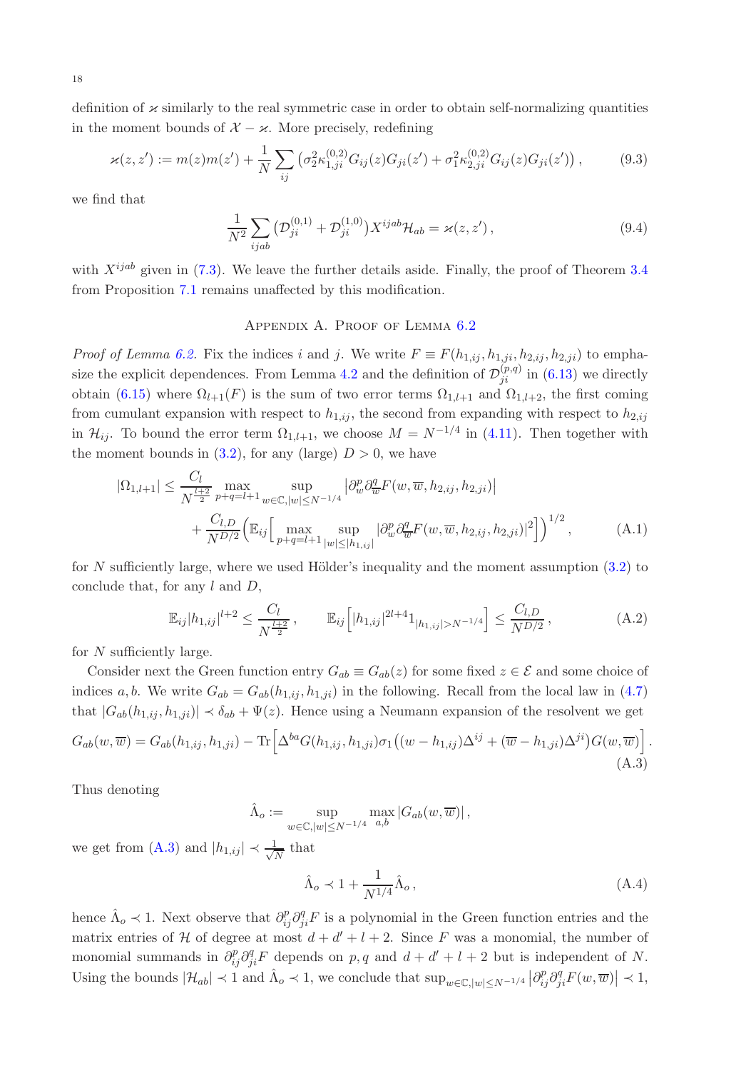definition of $\varkappa$ similarly to the real symmetric case in order to obtain self-normalizing quantities in the moment bounds of $\mathcal{X} - \varkappa$. More precisely, redefining

$$\varkappa(z,z') := m(z)m(z') + \frac{1}{N}\sum_{ij}\left(\sigma_2^2\kappa_{1,ji}^{(0,2)}G_{ij}(z)G_{ji}(z') + \sigma_1^2\kappa_{2,ji}^{(0,2)}G_{ij}(z)G_{ji}(z')\right), \tag{9.3}$$

we find that

$$\frac{1}{N^2}\sum_{ijab}\left(\mathcal{D}_{ji}^{(0,1)} + \mathcal{D}_{ji}^{(1,0)}\right)X^{ijab}\mathcal{H}_{ab} = \varkappa(z,z'), \tag{9.4}$$

with $X^{ijab}$ given in (7.3). We leave the further details aside. Finally, the proof of Theorem 3.4 from Proposition 7.1 remains unaffected by this modification.

## Appendix A. Proof of Lemma 6.2

*Proof of Lemma 6.2.* Fix the indices $i$ and $j$. We write $F \equiv F(h_{1,ij}, h_{1,ji}, h_{2,ij}, h_{2,ji})$ to emphasize the explicit dependences. From Lemma 4.2 and the definition of $\mathcal{D}_{ji}^{(p,q)}$ in (6.13) we directly obtain (6.15) where $\Omega_{l+1}(F)$ is the sum of two error terms $\Omega_{1,l+1}$ and $\Omega_{1,l+2}$, the first coming from cumulant expansion with respect to $h_{1,ij}$, the second from expanding with respect to $h_{2,ij}$ in $\mathcal{H}_{ij}$. To bound the error term $\Omega_{1,l+1}$, we choose $M = N^{-1/4}$ in (4.11). Then together with the moment bounds in (3.2), for any (large) $D > 0$, we have

$$\begin{aligned}|\Omega_{1,l+1}| \le{}& \frac{C_l}{N^{\frac{l+2}{2}}}\max_{p+q=l+1}\sup_{w\in\mathbb{C},|w|\le N^{-1/4}}\left|\partial_w^p\partial_{\overline{w}}^q F(w,\overline{w},h_{2,ij},h_{2,ji})\right| \\ &+ \frac{C_{l,D}}{N^{D/2}}\Big(\mathbb{E}_{ij}\Big[\max_{p+q=l+1}\sup_{|w|\le|h_{1,ij}|}\left|\partial_w^p\partial_{\overline{w}}^q F(w,\overline{w},h_{2,ij},h_{2,ji})\right|^2\Big]\Big)^{1/2},\end{aligned} \tag{A.1}$$

for $N$ sufficiently large, where we used Hölder's inequality and the moment assumption (3.2) to conclude that, for any $l$ and $D$,

$$\mathbb{E}_{ij}|h_{1,ij}|^{l+2} \le \frac{C_l}{N^{\frac{l+2}{2}}}, \qquad \mathbb{E}_{ij}\Big[|h_{1,ij}|^{2l+4}\mathbb{1}_{|h_{1,ij}|>N^{-1/4}}\Big] \le \frac{C_{l,D}}{N^{D/2}}, \tag{A.2}$$

for $N$ sufficiently large.

Consider next the Green function entry $G_{ab} \equiv G_{ab}(z)$ for some fixed $z \in \mathcal{E}$ and some choice of indices $a,b$. We write $G_{ab} = G_{ab}(h_{1,ij}, h_{1,ji})$ in the following. Recall from the local law in (4.7) that $|G_{ab}(h_{1,ij},h_{1,ji})| \prec \delta_{ab} + \Psi(z)$. Hence using a Neumann expansion of the resolvent we get

$$G_{ab}(w,\overline{w}) = G_{ab}(h_{1,ij},h_{1,ji}) - \mathrm{Tr}\Big[\Delta^{ba}G(h_{1,ij},h_{1,ji})\sigma_1\big((w-h_{1,ij})\Delta^{ij} + (\overline{w}-h_{1,ji})\Delta^{ji}\big)G(w,\overline{w})\Big]. \tag{A.3}$$

Thus denoting

$$\hat{\Lambda}_o := \sup_{w\in\mathbb{C},|w|\le N^{-1/4}}\max_{a,b}|G_{ab}(w,\overline{w})|,$$

we get from (A.3) and $|h_{1,ij}| \prec \frac{1}{\sqrt{N}}$ that

$$\hat{\Lambda}_o \prec 1 + \frac{1}{N^{1/4}}\hat{\Lambda}_o, \tag{A.4}$$

hence $\hat{\Lambda}_o \prec 1$. Next observe that $\partial_{ij}^p\partial_{ji}^q F$ is a polynomial in the Green function entries and the matrix entries of $\mathcal{H}$ of degree at most $d + d' + l + 2$. Since $F$ was a monomial, the number of monomial summands in $\partial_{ij}^p\partial_{ji}^q F$ depends on $p,q$ and $d + d' + l + 2$ but is independent of $N$. Using the bounds $|\mathcal{H}_{ab}| \prec 1$ and $\hat{\Lambda}_o \prec 1$, we conclude that $\sup_{w\in\mathbb{C},|w|\le N^{-1/4}}\left|\partial_{ij}^p\partial_{ji}^q F(w,\overline{w})\right| \prec 1$,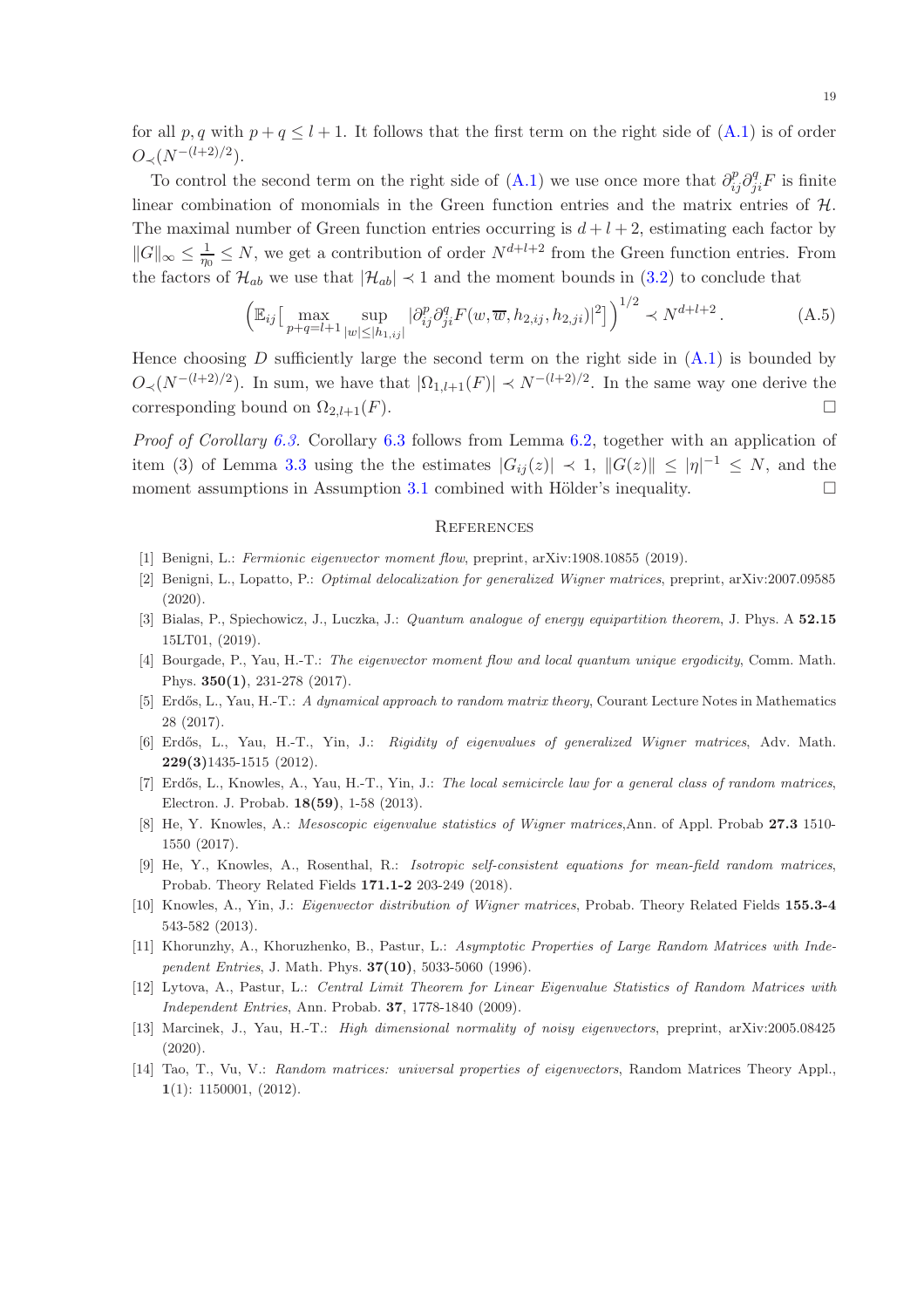for all $p, q$ with $p+q \leq l+1$. It follows that the first term on the right side of (A.1) is of order $O_{\prec}(N^{-(l+2)/2})$.

To control the second term on the right side of (A.1) we use once more that $\partial_{ij}^{p}\partial_{ji}^{q}F$ is finite linear combination of monomials in the Green function entries and the matrix entries of $\mathcal{H}$. The maximal number of Green function entries occurring is $d+l+2$, estimating each factor by $\|G\|_\infty \leq \frac{1}{\eta_0} \leq N$, we get a contribution of order $N^{d+l+2}$ from the Green function entries. From the factors of $\mathcal{H}_{ab}$ we use that $|\mathcal{H}_{ab}| \prec 1$ and the moment bounds in (3.2) to conclude that

$$\Big(\mathbb{E}_{ij}\big[\max_{p+q=l+1}\sup_{|w|\leq|h_{1,ij}|}|\partial_{ij}^{p}\partial_{ji}^{q}F(w,\overline{w},h_{2,ij},h_{2,ji})|^2\big]\Big)^{1/2} \prec N^{d+l+2}\,. \tag{A.5}$$

Hence choosing $D$ sufficiently large the second term on the right side in (A.1) is bounded by $O_{\prec}(N^{-(l+2)/2})$. In sum, we have that $|\Omega_{1,l+1}(F)| \prec N^{-(l+2)/2}$. In the same way one derive the corresponding bound on $\Omega_{2,l+1}(F)$. □

*Proof of Corollary 6.3.* Corollary 6.3 follows from Lemma 6.2, together with an application of item (3) of Lemma 3.3 using the the estimates $|G_{ij}(z)| \prec 1$, $\|G(z)\| \leq |\eta|^{-1} \leq N$, and the moment assumptions in Assumption 3.1 combined with Hölder's inequality. □

## References

[1] Benigni, L.: *Fermionic eigenvector moment flow*, preprint, arXiv:1908.10855 (2019).

[2] Benigni, L., Lopatto, P.: *Optimal delocalization for generalized Wigner matrices*, preprint, arXiv:2007.09585 (2020).

[3] Bialas, P., Spiechowicz, J., Luczka, J.: *Quantum analogue of energy equipartition theorem*, J. Phys. A **52.15** 15LT01, (2019).

[4] Bourgade, P., Yau, H.-T.: *The eigenvector moment flow and local quantum unique ergodicity*, Comm. Math. Phys. **350(1)**, 231-278 (2017).

[5] Erdős, L., Yau, H.-T.: *A dynamical approach to random matrix theory*, Courant Lecture Notes in Mathematics 28 (2017).

[6] Erdős, L., Yau, H.-T., Yin, J.: *Rigidity of eigenvalues of generalized Wigner matrices*, Adv. Math. **229(3)**1435-1515 (2012).

[7] Erdős, L., Knowles, A., Yau, H.-T., Yin, J.: *The local semicircle law for a general class of random matrices*, Electron. J. Probab. **18(59)**, 1-58 (2013).

[8] He, Y. Knowles, A.: *Mesoscopic eigenvalue statistics of Wigner matrices*,Ann. of Appl. Probab **27.3** 1510-1550 (2017).

[9] He, Y., Knowles, A., Rosenthal, R.: *Isotropic self-consistent equations for mean-field random matrices*, Probab. Theory Related Fields **171.1-2** 203-249 (2018).

[10] Knowles, A., Yin, J.: *Eigenvector distribution of Wigner matrices*, Probab. Theory Related Fields **155.3-4** 543-582 (2013).

[11] Khorunzhy, A., Khoruzhenko, B., Pastur, L.: *Asymptotic Properties of Large Random Matrices with Independent Entries*, J. Math. Phys. **37(10)**, 5033-5060 (1996).

[12] Lytova, A., Pastur, L.: *Central Limit Theorem for Linear Eigenvalue Statistics of Random Matrices with Independent Entries*, Ann. Probab. **37**, 1778-1840 (2009).

[13] Marcinek, J., Yau, H.-T.: *High dimensional normality of noisy eigenvectors*, preprint, arXiv:2005.08425 (2020).

[14] Tao, T., Vu, V.: *Random matrices: universal properties of eigenvectors*, Random Matrices Theory Appl., **1**(1): 1150001, (2012).